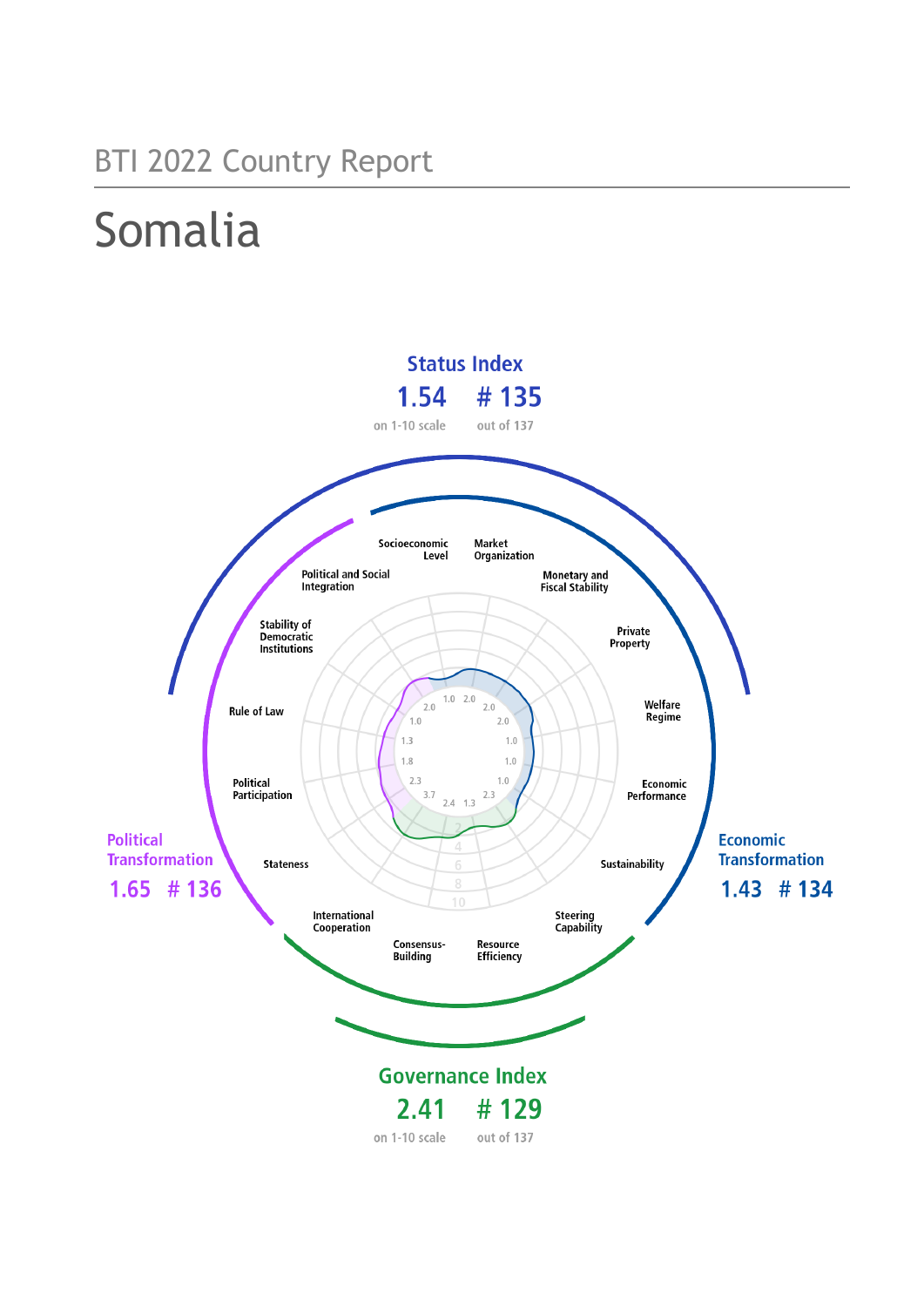BTI 2022 Country Report

# Somalia

**Status Index**

**1.54** on 1-10 scale

**# 135** out of 137

**Political Transformation**

**1.65 # 136**

**Economic Transformation**

**1.43 # 134**

**Governance Index**

**2.41** on 1-10 scale

**# 129** out of 137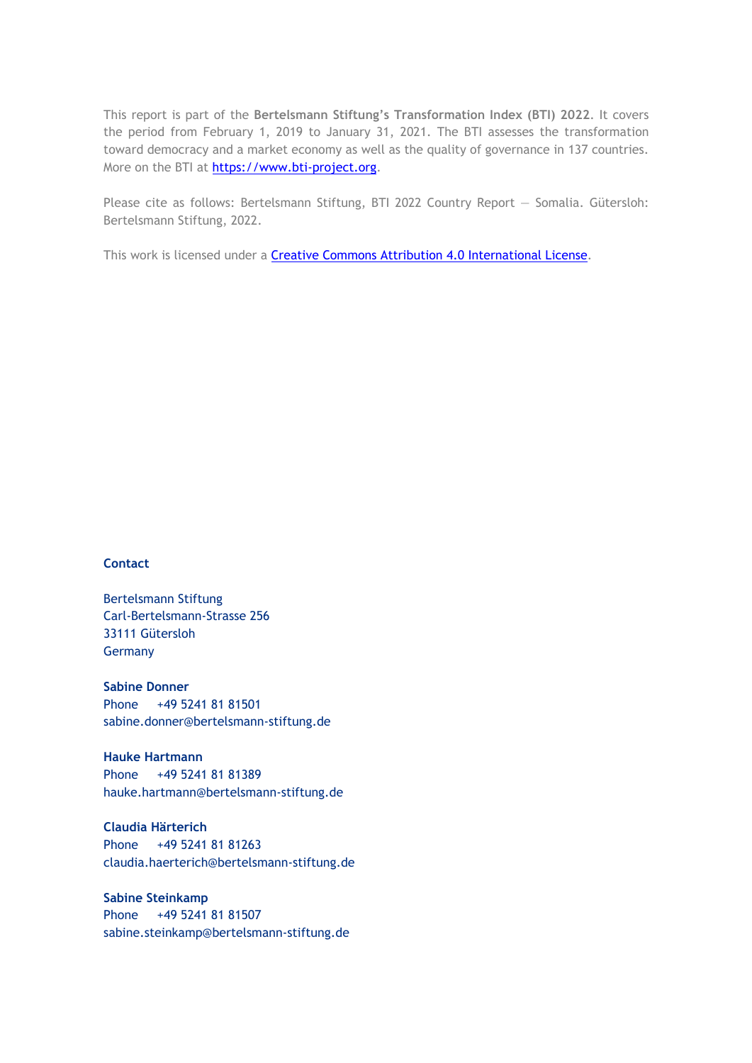This report is part of the **Bertelsmann Stiftung's Transformation Index (BTI) 2022**. It covers the period from February 1, 2019 to January 31, 2021. The BTI assesses the transformation toward democracy and a market economy as well as the quality of governance in 137 countries. More on the BTI at [https://www.bti-project.org](https://www.bti-project.org).

Please cite as follows: Bertelsmann Stiftung, BTI 2022 Country Report — Somalia. Gütersloh: Bertelsmann Stiftung, 2022.

This work is licensed under a [Creative Commons Attribution 4.0 International License](https://creativecommons.org/licenses/by/4.0/).

**Contact**

Bertelsmann Stiftung
Carl-Bertelsmann-Strasse 256
33111 Gütersloh
Germany

**Sabine Donner**
Phone +49 5241 81 81501
sabine.donner@bertelsmann-stiftung.de

**Hauke Hartmann**
Phone +49 5241 81 81389
hauke.hartmann@bertelsmann-stiftung.de

**Claudia Härterich**
Phone +49 5241 81 81263
claudia.haerterich@bertelsmann-stiftung.de

**Sabine Steinkamp**
Phone +49 5241 81 81507
sabine.steinkamp@bertelsmann-stiftung.de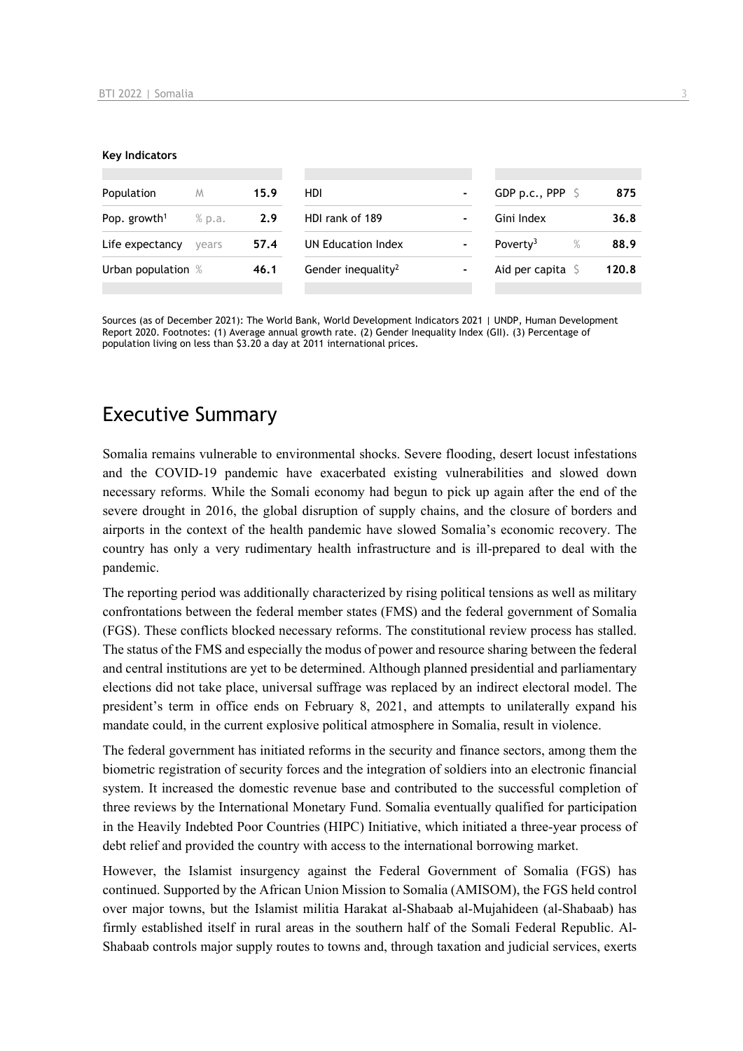**Key Indicators**

| Population | M | 15.9 | HDI | - | GDP p.c., PPP | $ | 875 |
|---|---|---|---|---|---|---|---|
| Pop. growth[1] | % p.a. | 2.9 | HDI rank of 189 | - | Gini Index | | 36.8 |
| Life expectancy | years | 57.4 | UN Education Index | - | Poverty[3] | % | 88.9 |
| Urban population | % | 46.1 | Gender inequality[2] | - | Aid per capita | $ | 120.8 |

Sources (as of December 2021): The World Bank, World Development Indicators 2021 | UNDP, Human Development Report 2020. Footnotes: (1) Average annual growth rate. (2) Gender Inequality Index (GII). (3) Percentage of population living on less than $3.20 a day at 2011 international prices.

# Executive Summary

Somalia remains vulnerable to environmental shocks. Severe flooding, desert locust infestations and the COVID-19 pandemic have exacerbated existing vulnerabilities and slowed down necessary reforms. While the Somali economy had begun to pick up again after the end of the severe drought in 2016, the global disruption of supply chains, and the closure of borders and airports in the context of the health pandemic have slowed Somalia's economic recovery. The country has only a very rudimentary health infrastructure and is ill-prepared to deal with the pandemic.

The reporting period was additionally characterized by rising political tensions as well as military confrontations between the federal member states (FMS) and the federal government of Somalia (FGS). These conflicts blocked necessary reforms. The constitutional review process has stalled. The status of the FMS and especially the modus of power and resource sharing between the federal and central institutions are yet to be determined. Although planned presidential and parliamentary elections did not take place, universal suffrage was replaced by an indirect electoral model. The president's term in office ends on February 8, 2021, and attempts to unilaterally expand his mandate could, in the current explosive political atmosphere in Somalia, result in violence.

The federal government has initiated reforms in the security and finance sectors, among them the biometric registration of security forces and the integration of soldiers into an electronic financial system. It increased the domestic revenue base and contributed to the successful completion of three reviews by the International Monetary Fund. Somalia eventually qualified for participation in the Heavily Indebted Poor Countries (HIPC) Initiative, which initiated a three-year process of debt relief and provided the country with access to the international borrowing market.

However, the Islamist insurgency against the Federal Government of Somalia (FGS) has continued. Supported by the African Union Mission to Somalia (AMISOM), the FGS held control over major towns, but the Islamist militia Harakat al-Shabaab al-Mujahideen (al-Shabaab) has firmly established itself in rural areas in the southern half of the Somali Federal Republic. Al-Shabaab controls major supply routes to towns and, through taxation and judicial services, exerts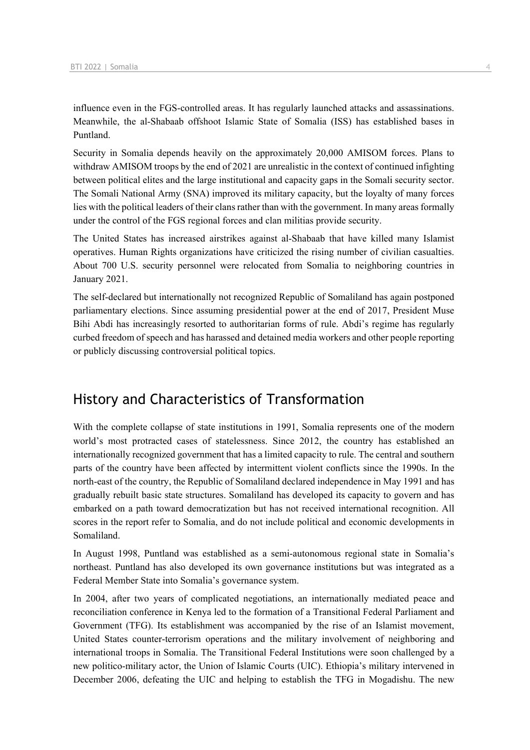influence even in the FGS-controlled areas. It has regularly launched attacks and assassinations. Meanwhile, the al-Shabaab offshoot Islamic State of Somalia (ISS) has established bases in Puntland.

Security in Somalia depends heavily on the approximately 20,000 AMISOM forces. Plans to withdraw AMISOM troops by the end of 2021 are unrealistic in the context of continued infighting between political elites and the large institutional and capacity gaps in the Somali security sector. The Somali National Army (SNA) improved its military capacity, but the loyalty of many forces lies with the political leaders of their clans rather than with the government. In many areas formally under the control of the FGS regional forces and clan militias provide security.

The United States has increased airstrikes against al-Shabaab that have killed many Islamist operatives. Human Rights organizations have criticized the rising number of civilian casualties. About 700 U.S. security personnel were relocated from Somalia to neighboring countries in January 2021.

The self-declared but internationally not recognized Republic of Somaliland has again postponed parliamentary elections. Since assuming presidential power at the end of 2017, President Muse Bihi Abdi has increasingly resorted to authoritarian forms of rule. Abdi's regime has regularly curbed freedom of speech and has harassed and detained media workers and other people reporting or publicly discussing controversial political topics.

## History and Characteristics of Transformation

With the complete collapse of state institutions in 1991, Somalia represents one of the modern world's most protracted cases of statelessness. Since 2012, the country has established an internationally recognized government that has a limited capacity to rule. The central and southern parts of the country have been affected by intermittent violent conflicts since the 1990s. In the north-east of the country, the Republic of Somaliland declared independence in May 1991 and has gradually rebuilt basic state structures. Somaliland has developed its capacity to govern and has embarked on a path toward democratization but has not received international recognition. All scores in the report refer to Somalia, and do not include political and economic developments in Somaliland.

In August 1998, Puntland was established as a semi-autonomous regional state in Somalia's northeast. Puntland has also developed its own governance institutions but was integrated as a Federal Member State into Somalia's governance system.

In 2004, after two years of complicated negotiations, an internationally mediated peace and reconciliation conference in Kenya led to the formation of a Transitional Federal Parliament and Government (TFG). Its establishment was accompanied by the rise of an Islamist movement, United States counter-terrorism operations and the military involvement of neighboring and international troops in Somalia. The Transitional Federal Institutions were soon challenged by a new politico-military actor, the Union of Islamic Courts (UIC). Ethiopia's military intervened in December 2006, defeating the UIC and helping to establish the TFG in Mogadishu. The new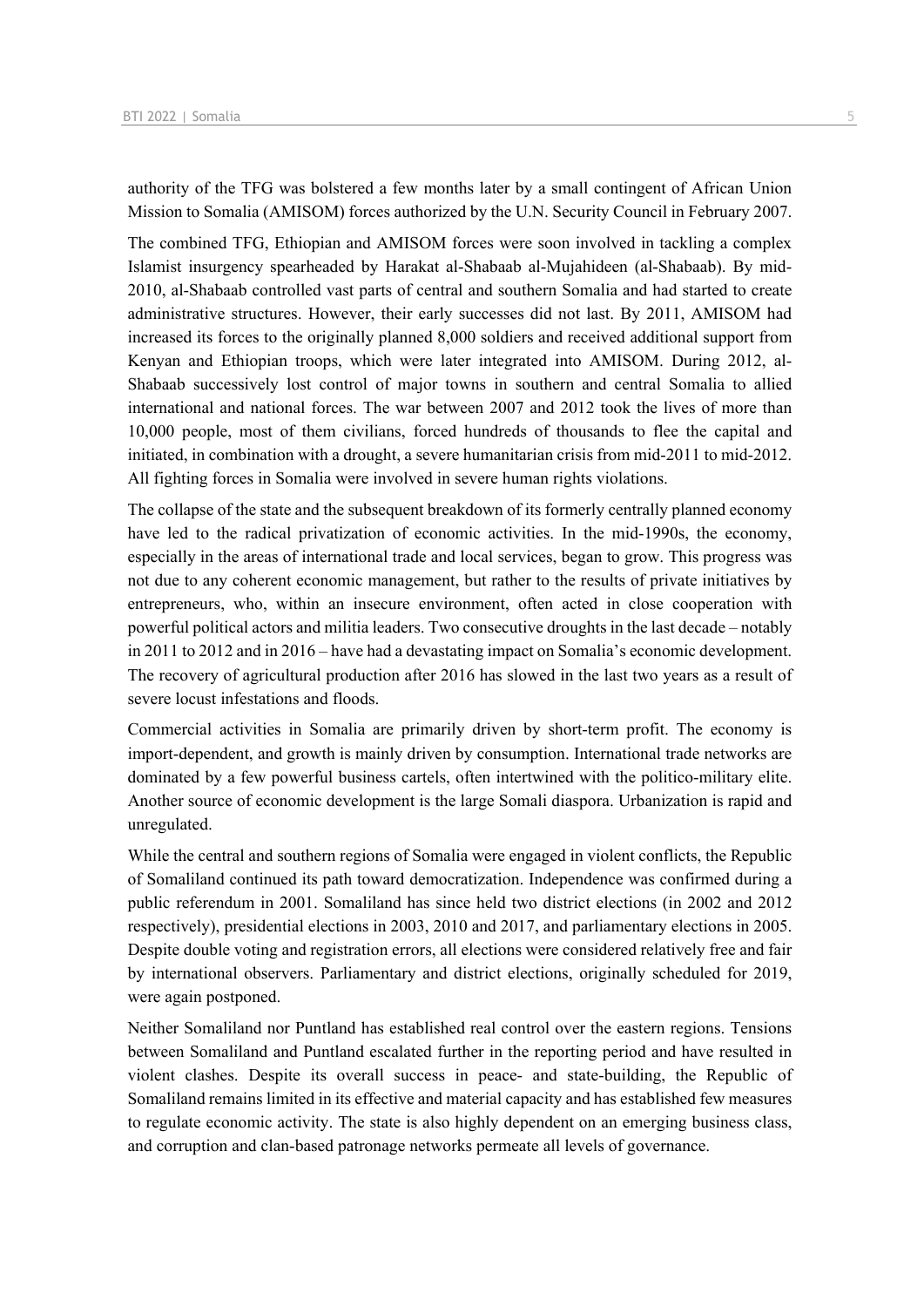authority of the TFG was bolstered a few months later by a small contingent of African Union Mission to Somalia (AMISOM) forces authorized by the U.N. Security Council in February 2007.

The combined TFG, Ethiopian and AMISOM forces were soon involved in tackling a complex Islamist insurgency spearheaded by Harakat al-Shabaab al-Mujahideen (al-Shabaab). By mid-2010, al-Shabaab controlled vast parts of central and southern Somalia and had started to create administrative structures. However, their early successes did not last. By 2011, AMISOM had increased its forces to the originally planned 8,000 soldiers and received additional support from Kenyan and Ethiopian troops, which were later integrated into AMISOM. During 2012, al-Shabaab successively lost control of major towns in southern and central Somalia to allied international and national forces. The war between 2007 and 2012 took the lives of more than 10,000 people, most of them civilians, forced hundreds of thousands to flee the capital and initiated, in combination with a drought, a severe humanitarian crisis from mid-2011 to mid-2012. All fighting forces in Somalia were involved in severe human rights violations.

The collapse of the state and the subsequent breakdown of its formerly centrally planned economy have led to the radical privatization of economic activities. In the mid-1990s, the economy, especially in the areas of international trade and local services, began to grow. This progress was not due to any coherent economic management, but rather to the results of private initiatives by entrepreneurs, who, within an insecure environment, often acted in close cooperation with powerful political actors and militia leaders. Two consecutive droughts in the last decade – notably in 2011 to 2012 and in 2016 – have had a devastating impact on Somalia's economic development. The recovery of agricultural production after 2016 has slowed in the last two years as a result of severe locust infestations and floods.

Commercial activities in Somalia are primarily driven by short-term profit. The economy is import-dependent, and growth is mainly driven by consumption. International trade networks are dominated by a few powerful business cartels, often intertwined with the politico-military elite. Another source of economic development is the large Somali diaspora. Urbanization is rapid and unregulated.

While the central and southern regions of Somalia were engaged in violent conflicts, the Republic of Somaliland continued its path toward democratization. Independence was confirmed during a public referendum in 2001. Somaliland has since held two district elections (in 2002 and 2012 respectively), presidential elections in 2003, 2010 and 2017, and parliamentary elections in 2005. Despite double voting and registration errors, all elections were considered relatively free and fair by international observers. Parliamentary and district elections, originally scheduled for 2019, were again postponed.

Neither Somaliland nor Puntland has established real control over the eastern regions. Tensions between Somaliland and Puntland escalated further in the reporting period and have resulted in violent clashes. Despite its overall success in peace- and state-building, the Republic of Somaliland remains limited in its effective and material capacity and has established few measures to regulate economic activity. The state is also highly dependent on an emerging business class, and corruption and clan-based patronage networks permeate all levels of governance.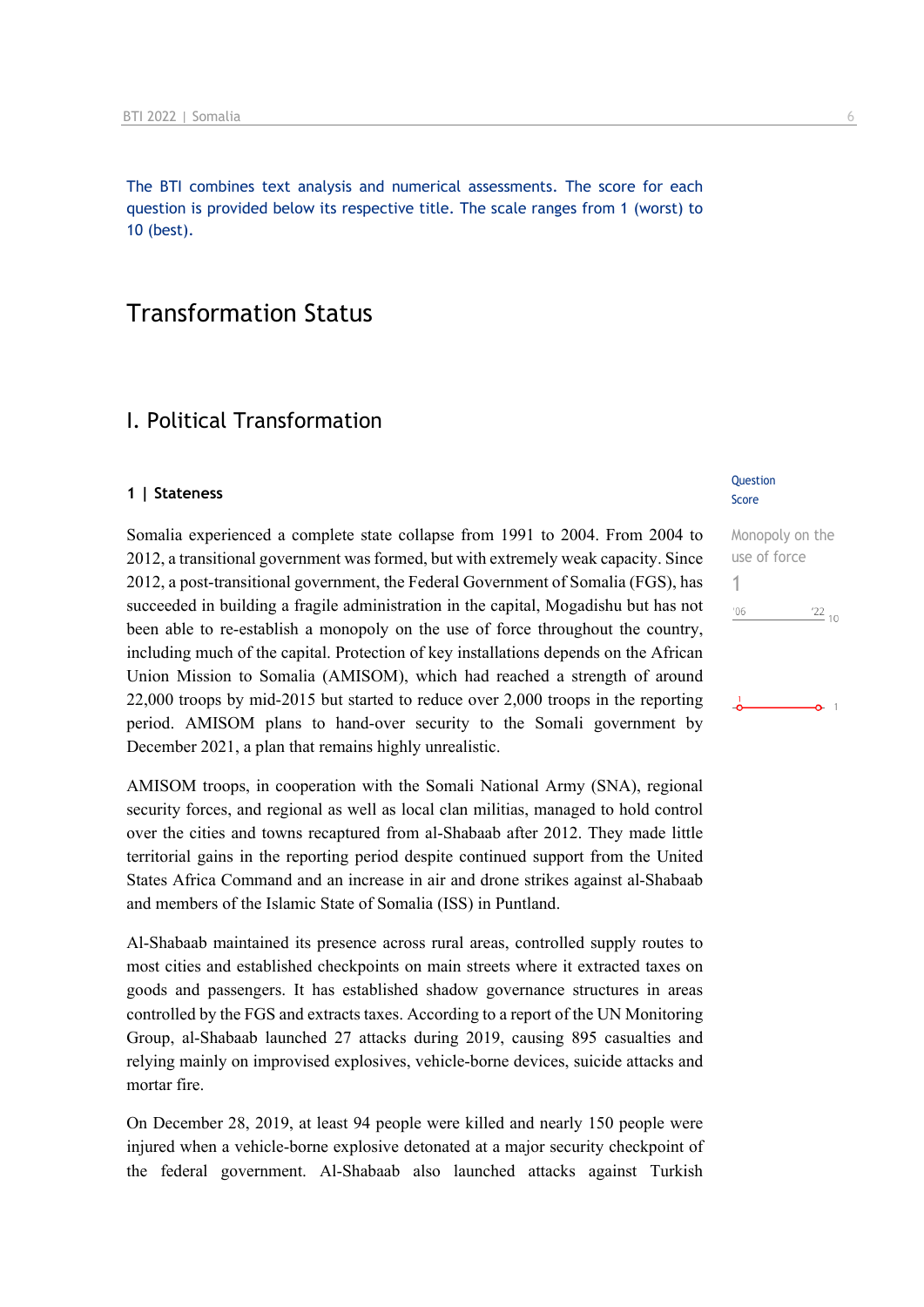The BTI combines text analysis and numerical assessments. The score for each question is provided below its respective title. The scale ranges from 1 (worst) to 10 (best).

# Transformation Status

## I. Political Transformation

### 1 | Stateness

Question Score

Monopoly on the use of force

1

Somalia experienced a complete state collapse from 1991 to 2004. From 2004 to 2012, a transitional government was formed, but with extremely weak capacity. Since 2012, a post-transitional government, the Federal Government of Somalia (FGS), has succeeded in building a fragile administration in the capital, Mogadishu but has not been able to re-establish a monopoly on the use of force throughout the country, including much of the capital. Protection of key installations depends on the African Union Mission to Somalia (AMISOM), which had reached a strength of around 22,000 troops by mid-2015 but started to reduce over 2,000 troops in the reporting period. AMISOM plans to hand-over security to the Somali government by December 2021, a plan that remains highly unrealistic.

AMISOM troops, in cooperation with the Somali National Army (SNA), regional security forces, and regional as well as local clan militias, managed to hold control over the cities and towns recaptured from al-Shabaab after 2012. They made little territorial gains in the reporting period despite continued support from the United States Africa Command and an increase in air and drone strikes against al-Shabaab and members of the Islamic State of Somalia (ISS) in Puntland.

Al-Shabaab maintained its presence across rural areas, controlled supply routes to most cities and established checkpoints on main streets where it extracted taxes on goods and passengers. It has established shadow governance structures in areas controlled by the FGS and extracts taxes. According to a report of the UN Monitoring Group, al-Shabaab launched 27 attacks during 2019, causing 895 casualties and relying mainly on improvised explosives, vehicle-borne devices, suicide attacks and mortar fire.

On December 28, 2019, at least 94 people were killed and nearly 150 people were injured when a vehicle-borne explosive detonated at a major security checkpoint of the federal government. Al-Shabaab also launched attacks against Turkish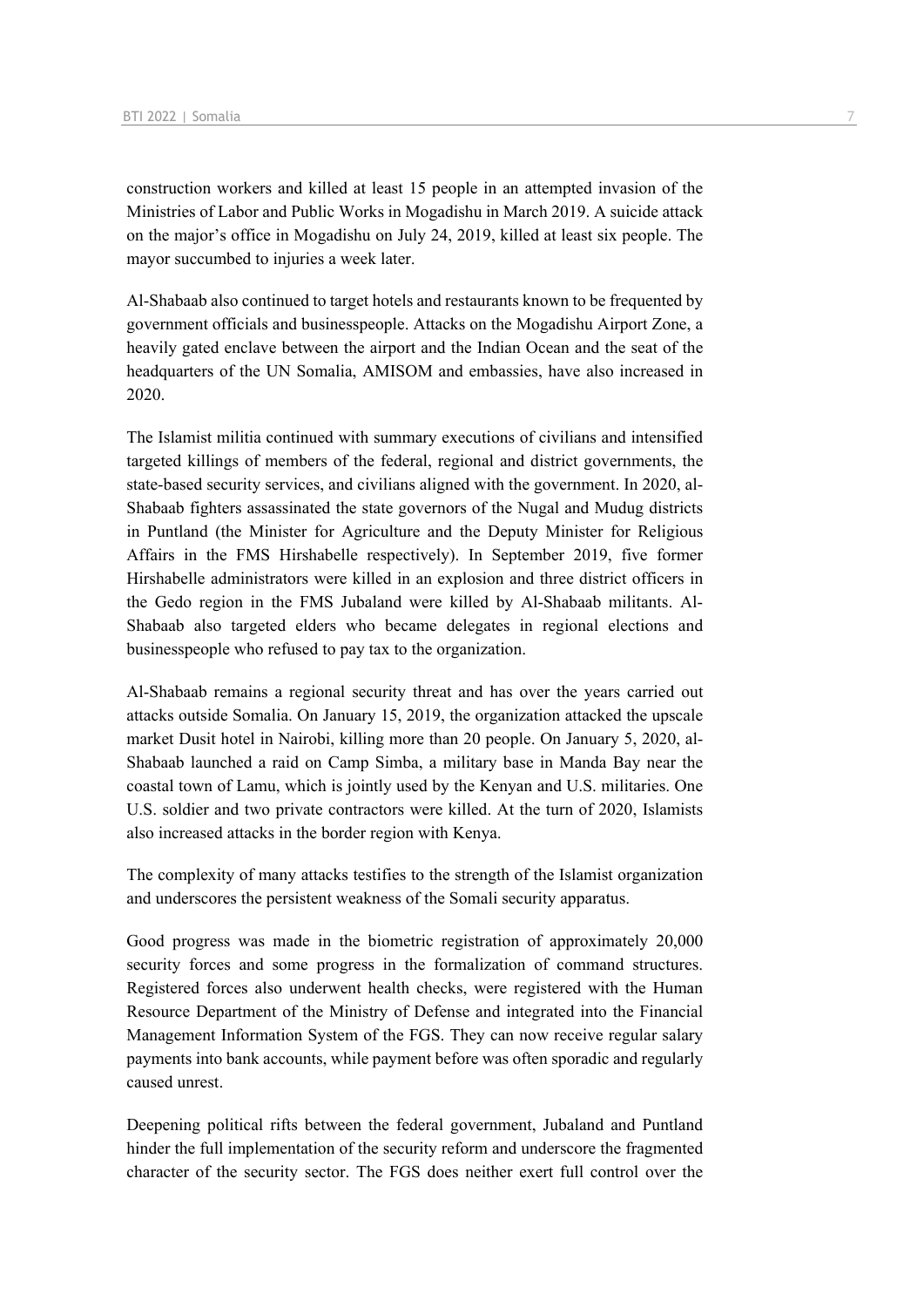construction workers and killed at least 15 people in an attempted invasion of the Ministries of Labor and Public Works in Mogadishu in March 2019. A suicide attack on the major's office in Mogadishu on July 24, 2019, killed at least six people. The mayor succumbed to injuries a week later.

Al-Shabaab also continued to target hotels and restaurants known to be frequented by government officials and businesspeople. Attacks on the Mogadishu Airport Zone, a heavily gated enclave between the airport and the Indian Ocean and the seat of the headquarters of the UN Somalia, AMISOM and embassies, have also increased in 2020.

The Islamist militia continued with summary executions of civilians and intensified targeted killings of members of the federal, regional and district governments, the state-based security services, and civilians aligned with the government. In 2020, al-Shabaab fighters assassinated the state governors of the Nugal and Mudug districts in Puntland (the Minister for Agriculture and the Deputy Minister for Religious Affairs in the FMS Hirshabelle respectively). In September 2019, five former Hirshabelle administrators were killed in an explosion and three district officers in the Gedo region in the FMS Jubaland were killed by Al-Shabaab militants. Al-Shabaab also targeted elders who became delegates in regional elections and businesspeople who refused to pay tax to the organization.

Al-Shabaab remains a regional security threat and has over the years carried out attacks outside Somalia. On January 15, 2019, the organization attacked the upscale market Dusit hotel in Nairobi, killing more than 20 people. On January 5, 2020, al-Shabaab launched a raid on Camp Simba, a military base in Manda Bay near the coastal town of Lamu, which is jointly used by the Kenyan and U.S. militaries. One U.S. soldier and two private contractors were killed. At the turn of 2020, Islamists also increased attacks in the border region with Kenya.

The complexity of many attacks testifies to the strength of the Islamist organization and underscores the persistent weakness of the Somali security apparatus.

Good progress was made in the biometric registration of approximately 20,000 security forces and some progress in the formalization of command structures. Registered forces also underwent health checks, were registered with the Human Resource Department of the Ministry of Defense and integrated into the Financial Management Information System of the FGS. They can now receive regular salary payments into bank accounts, while payment before was often sporadic and regularly caused unrest.

Deepening political rifts between the federal government, Jubaland and Puntland hinder the full implementation of the security reform and underscore the fragmented character of the security sector. The FGS does neither exert full control over the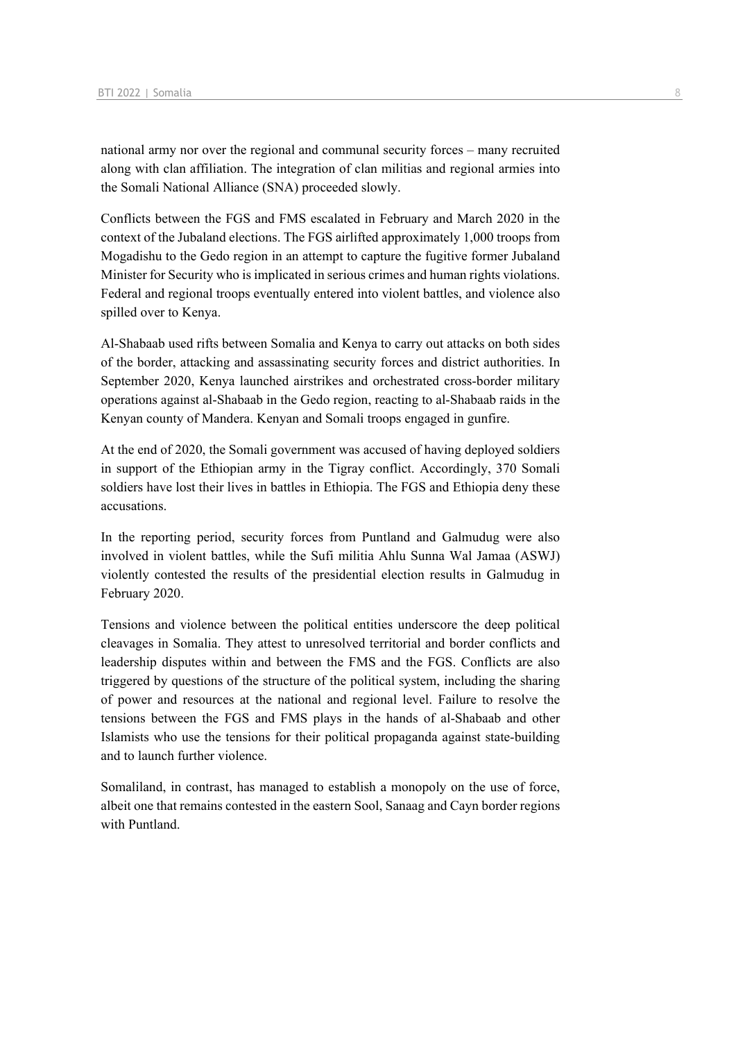national army nor over the regional and communal security forces – many recruited along with clan affiliation. The integration of clan militias and regional armies into the Somali National Alliance (SNA) proceeded slowly.

Conflicts between the FGS and FMS escalated in February and March 2020 in the context of the Jubaland elections. The FGS airlifted approximately 1,000 troops from Mogadishu to the Gedo region in an attempt to capture the fugitive former Jubaland Minister for Security who is implicated in serious crimes and human rights violations. Federal and regional troops eventually entered into violent battles, and violence also spilled over to Kenya.

Al-Shabaab used rifts between Somalia and Kenya to carry out attacks on both sides of the border, attacking and assassinating security forces and district authorities. In September 2020, Kenya launched airstrikes and orchestrated cross-border military operations against al-Shabaab in the Gedo region, reacting to al-Shabaab raids in the Kenyan county of Mandera. Kenyan and Somali troops engaged in gunfire.

At the end of 2020, the Somali government was accused of having deployed soldiers in support of the Ethiopian army in the Tigray conflict. Accordingly, 370 Somali soldiers have lost their lives in battles in Ethiopia. The FGS and Ethiopia deny these accusations.

In the reporting period, security forces from Puntland and Galmudug were also involved in violent battles, while the Sufi militia Ahlu Sunna Wal Jamaa (ASWJ) violently contested the results of the presidential election results in Galmudug in February 2020.

Tensions and violence between the political entities underscore the deep political cleavages in Somalia. They attest to unresolved territorial and border conflicts and leadership disputes within and between the FMS and the FGS. Conflicts are also triggered by questions of the structure of the political system, including the sharing of power and resources at the national and regional level. Failure to resolve the tensions between the FGS and FMS plays in the hands of al-Shabaab and other Islamists who use the tensions for their political propaganda against state-building and to launch further violence.

Somaliland, in contrast, has managed to establish a monopoly on the use of force, albeit one that remains contested in the eastern Sool, Sanaag and Cayn border regions with Puntland.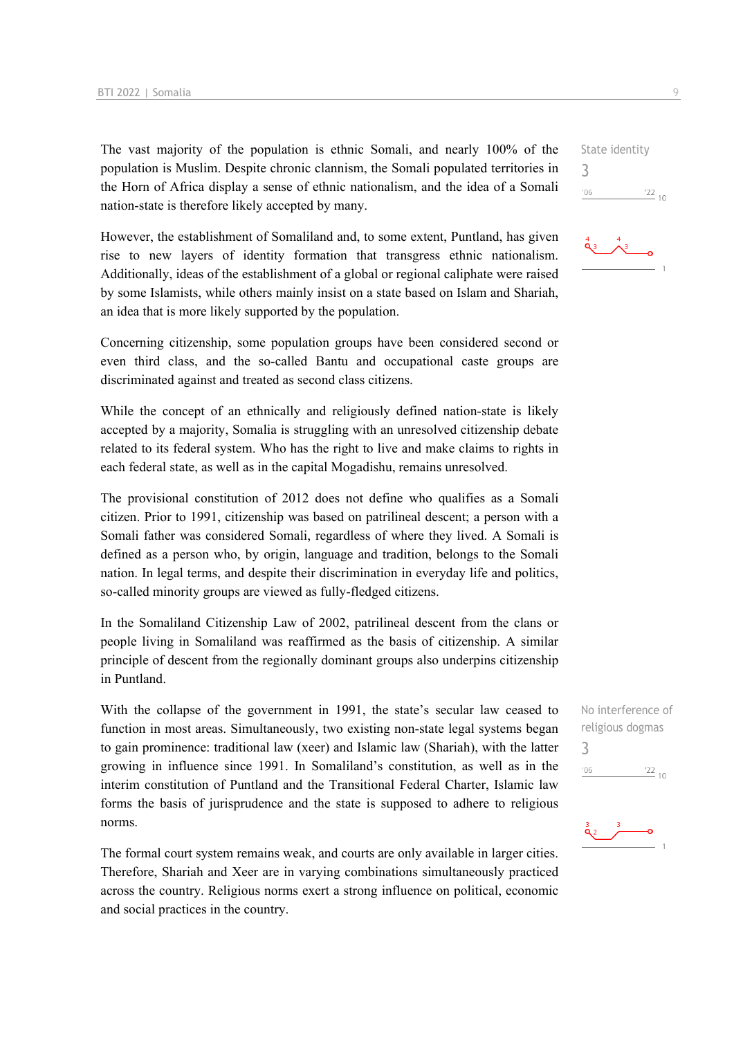The vast majority of the population is ethnic Somali, and nearly 100% of the population is Muslim. Despite chronic clannism, the Somali populated territories in the Horn of Africa display a sense of ethnic nationalism, and the idea of a Somali nation-state is therefore likely accepted by many.

State identity
3

However, the establishment of Somaliland and, to some extent, Puntland, has given rise to new layers of identity formation that transgress ethnic nationalism. Additionally, ideas of the establishment of a global or regional caliphate were raised by some Islamists, while others mainly insist on a state based on Islam and Shariah, an idea that is more likely supported by the population.

Concerning citizenship, some population groups have been considered second or even third class, and the so-called Bantu and occupational caste groups are discriminated against and treated as second class citizens.

While the concept of an ethnically and religiously defined nation-state is likely accepted by a majority, Somalia is struggling with an unresolved citizenship debate related to its federal system. Who has the right to live and make claims to rights in each federal state, as well as in the capital Mogadishu, remains unresolved.

The provisional constitution of 2012 does not define who qualifies as a Somali citizen. Prior to 1991, citizenship was based on patrilineal descent; a person with a Somali father was considered Somali, regardless of where they lived. A Somali is defined as a person who, by origin, language and tradition, belongs to the Somali nation. In legal terms, and despite their discrimination in everyday life and politics, so-called minority groups are viewed as fully-fledged citizens.

In the Somaliland Citizenship Law of 2002, patrilineal descent from the clans or people living in Somaliland was reaffirmed as the basis of citizenship. A similar principle of descent from the regionally dominant groups also underpins citizenship in Puntland.

With the collapse of the government in 1991, the state's secular law ceased to function in most areas. Simultaneously, two existing non-state legal systems began to gain prominence: traditional law (xeer) and Islamic law (Shariah), with the latter growing in influence since 1991. In Somaliland's constitution, as well as in the interim constitution of Puntland and the Transitional Federal Charter, Islamic law forms the basis of jurisprudence and the state is supposed to adhere to religious norms.

No interference of religious dogmas
3

The formal court system remains weak, and courts are only available in larger cities. Therefore, Shariah and Xeer are in varying combinations simultaneously practiced across the country. Religious norms exert a strong influence on political, economic and social practices in the country.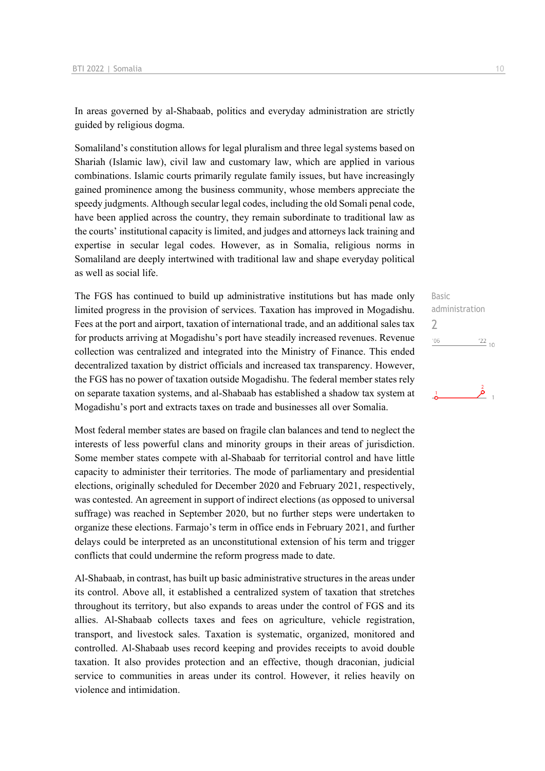In areas governed by al-Shabaab, politics and everyday administration are strictly guided by religious dogma.

Somaliland's constitution allows for legal pluralism and three legal systems based on Shariah (Islamic law), civil law and customary law, which are applied in various combinations. Islamic courts primarily regulate family issues, but have increasingly gained prominence among the business community, whose members appreciate the speedy judgments. Although secular legal codes, including the old Somali penal code, have been applied across the country, they remain subordinate to traditional law as the courts' institutional capacity is limited, and judges and attorneys lack training and expertise in secular legal codes. However, as in Somalia, religious norms in Somaliland are deeply intertwined with traditional law and shape everyday political as well as social life.

Basic administration

2

The FGS has continued to build up administrative institutions but has made only limited progress in the provision of services. Taxation has improved in Mogadishu. Fees at the port and airport, taxation of international trade, and an additional sales tax for products arriving at Mogadishu's port have steadily increased revenues. Revenue collection was centralized and integrated into the Ministry of Finance. This ended decentralized taxation by district officials and increased tax transparency. However, the FGS has no power of taxation outside Mogadishu. The federal member states rely on separate taxation systems, and al-Shabaab has established a shadow tax system at Mogadishu's port and extracts taxes on trade and businesses all over Somalia.

Most federal member states are based on fragile clan balances and tend to neglect the interests of less powerful clans and minority groups in their areas of jurisdiction. Some member states compete with al-Shabaab for territorial control and have little capacity to administer their territories. The mode of parliamentary and presidential elections, originally scheduled for December 2020 and February 2021, respectively, was contested. An agreement in support of indirect elections (as opposed to universal suffrage) was reached in September 2020, but no further steps were undertaken to organize these elections. Farmajo's term in office ends in February 2021, and further delays could be interpreted as an unconstitutional extension of his term and trigger conflicts that could undermine the reform progress made to date.

Al-Shabaab, in contrast, has built up basic administrative structures in the areas under its control. Above all, it established a centralized system of taxation that stretches throughout its territory, but also expands to areas under the control of FGS and its allies. Al-Shabaab collects taxes and fees on agriculture, vehicle registration, transport, and livestock sales. Taxation is systematic, organized, monitored and controlled. Al-Shabaab uses record keeping and provides receipts to avoid double taxation. It also provides protection and an effective, though draconian, judicial service to communities in areas under its control. However, it relies heavily on violence and intimidation.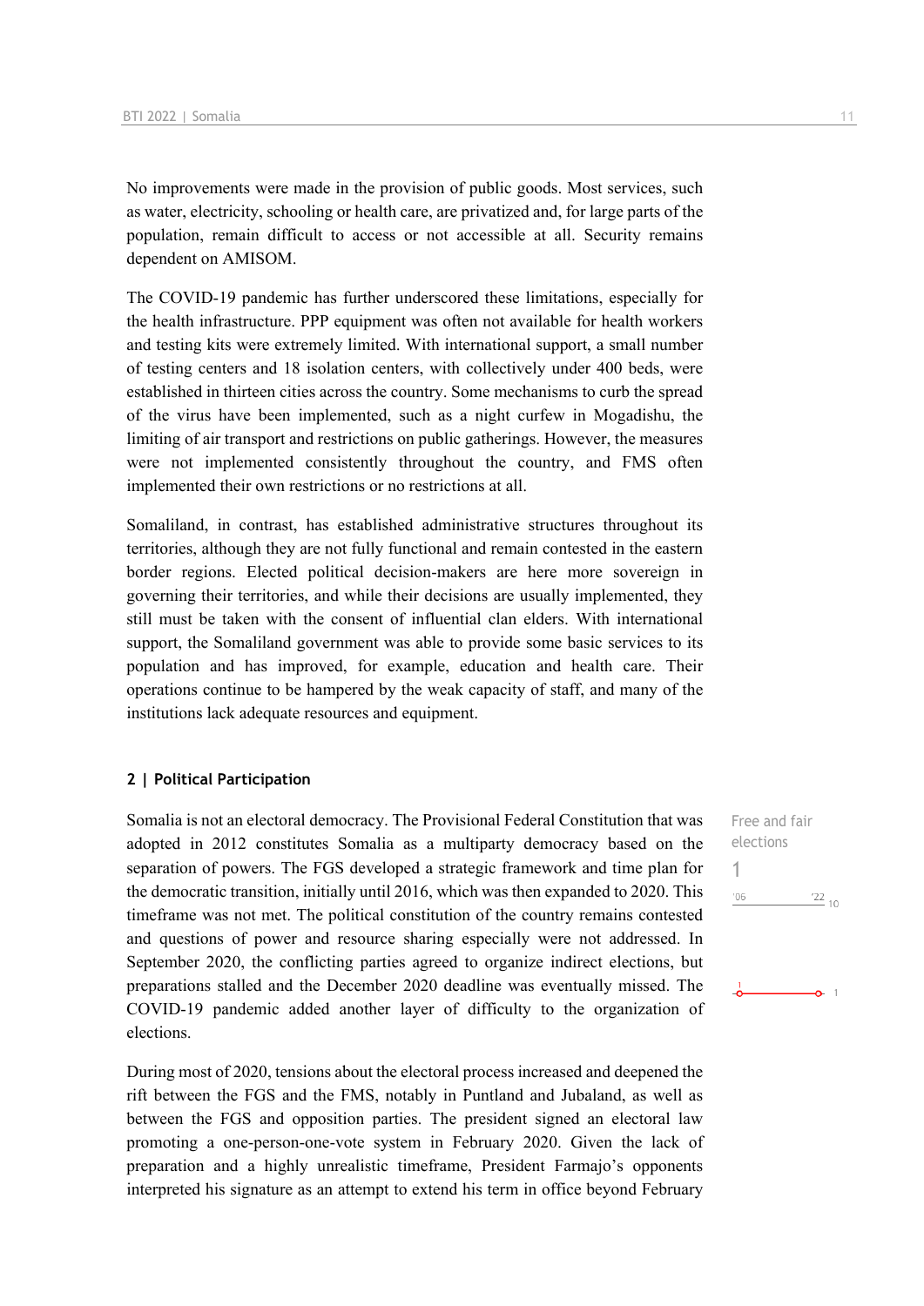No improvements were made in the provision of public goods. Most services, such as water, electricity, schooling or health care, are privatized and, for large parts of the population, remain difficult to access or not accessible at all. Security remains dependent on AMISOM.

The COVID-19 pandemic has further underscored these limitations, especially for the health infrastructure. PPP equipment was often not available for health workers and testing kits were extremely limited. With international support, a small number of testing centers and 18 isolation centers, with collectively under 400 beds, were established in thirteen cities across the country. Some mechanisms to curb the spread of the virus have been implemented, such as a night curfew in Mogadishu, the limiting of air transport and restrictions on public gatherings. However, the measures were not implemented consistently throughout the country, and FMS often implemented their own restrictions or no restrictions at all.

Somaliland, in contrast, has established administrative structures throughout its territories, although they are not fully functional and remain contested in the eastern border regions. Elected political decision-makers are here more sovereign in governing their territories, and while their decisions are usually implemented, they still must be taken with the consent of influential clan elders. With international support, the Somaliland government was able to provide some basic services to its population and has improved, for example, education and health care. Their operations continue to be hampered by the weak capacity of staff, and many of the institutions lack adequate resources and equipment.

## 2 | Political Participation

Free and fair elections

1

'06 '22 10

Somalia is not an electoral democracy. The Provisional Federal Constitution that was adopted in 2012 constitutes Somalia as a multiparty democracy based on the separation of powers. The FGS developed a strategic framework and time plan for the democratic transition, initially until 2016, which was then expanded to 2020. This timeframe was not met. The political constitution of the country remains contested and questions of power and resource sharing especially were not addressed. In September 2020, the conflicting parties agreed to organize indirect elections, but preparations stalled and the December 2020 deadline was eventually missed. The COVID-19 pandemic added another layer of difficulty to the organization of elections.

During most of 2020, tensions about the electoral process increased and deepened the rift between the FGS and the FMS, notably in Puntland and Jubaland, as well as between the FGS and opposition parties. The president signed an electoral law promoting a one-person-one-vote system in February 2020. Given the lack of preparation and a highly unrealistic timeframe, President Farmajo's opponents interpreted his signature as an attempt to extend his term in office beyond February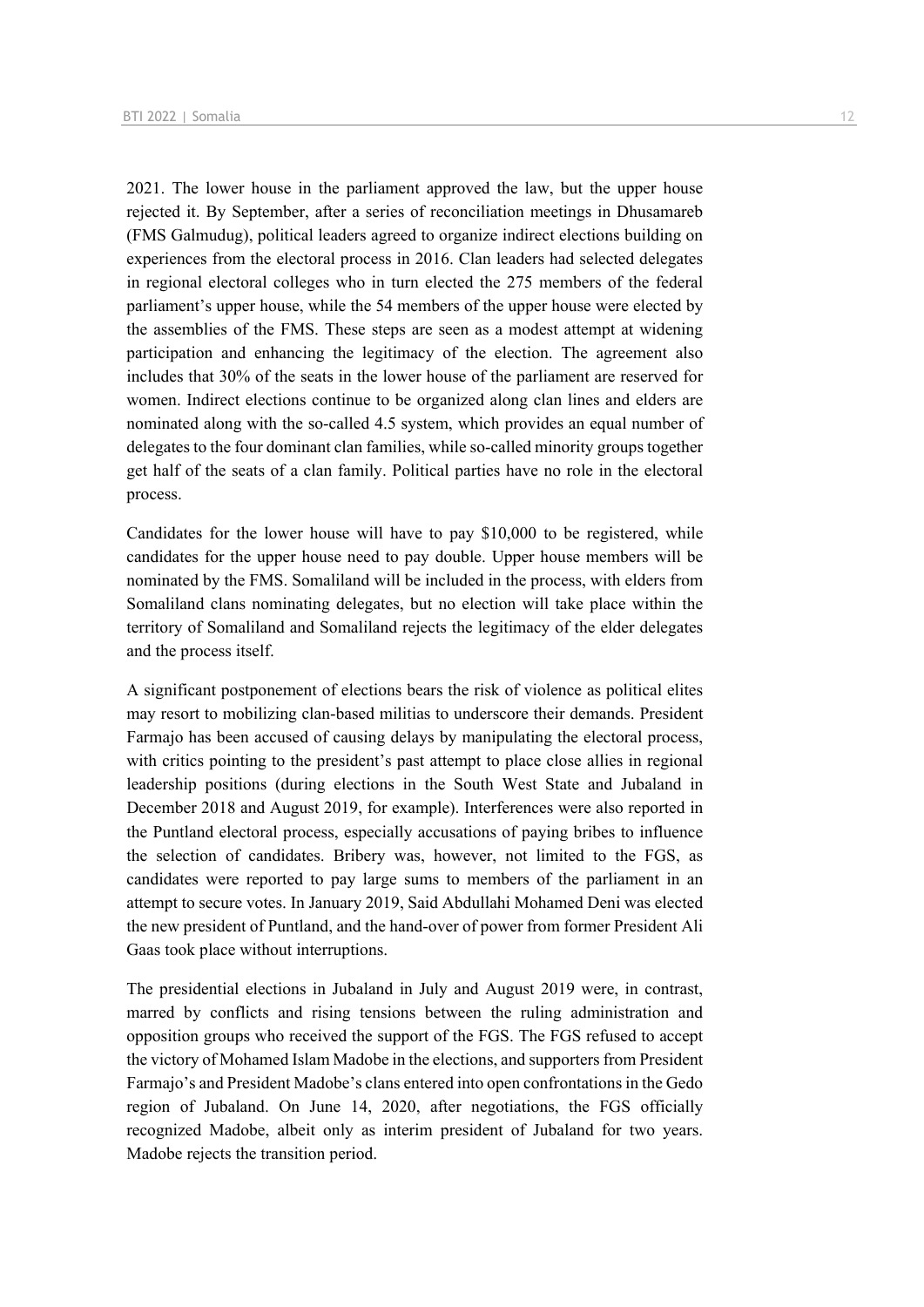2021. The lower house in the parliament approved the law, but the upper house rejected it. By September, after a series of reconciliation meetings in Dhusamareb (FMS Galmudug), political leaders agreed to organize indirect elections building on experiences from the electoral process in 2016. Clan leaders had selected delegates in regional electoral colleges who in turn elected the 275 members of the federal parliament's upper house, while the 54 members of the upper house were elected by the assemblies of the FMS. These steps are seen as a modest attempt at widening participation and enhancing the legitimacy of the election. The agreement also includes that 30% of the seats in the lower house of the parliament are reserved for women. Indirect elections continue to be organized along clan lines and elders are nominated along with the so-called 4.5 system, which provides an equal number of delegates to the four dominant clan families, while so-called minority groups together get half of the seats of a clan family. Political parties have no role in the electoral process.

Candidates for the lower house will have to pay $10,000 to be registered, while candidates for the upper house need to pay double. Upper house members will be nominated by the FMS. Somaliland will be included in the process, with elders from Somaliland clans nominating delegates, but no election will take place within the territory of Somaliland and Somaliland rejects the legitimacy of the elder delegates and the process itself.

A significant postponement of elections bears the risk of violence as political elites may resort to mobilizing clan-based militias to underscore their demands. President Farmajo has been accused of causing delays by manipulating the electoral process, with critics pointing to the president's past attempt to place close allies in regional leadership positions (during elections in the South West State and Jubaland in December 2018 and August 2019, for example). Interferences were also reported in the Puntland electoral process, especially accusations of paying bribes to influence the selection of candidates. Bribery was, however, not limited to the FGS, as candidates were reported to pay large sums to members of the parliament in an attempt to secure votes. In January 2019, Said Abdullahi Mohamed Deni was elected the new president of Puntland, and the hand-over of power from former President Ali Gaas took place without interruptions.

The presidential elections in Jubaland in July and August 2019 were, in contrast, marred by conflicts and rising tensions between the ruling administration and opposition groups who received the support of the FGS. The FGS refused to accept the victory of Mohamed Islam Madobe in the elections, and supporters from President Farmajo's and President Madobe's clans entered into open confrontations in the Gedo region of Jubaland. On June 14, 2020, after negotiations, the FGS officially recognized Madobe, albeit only as interim president of Jubaland for two years. Madobe rejects the transition period.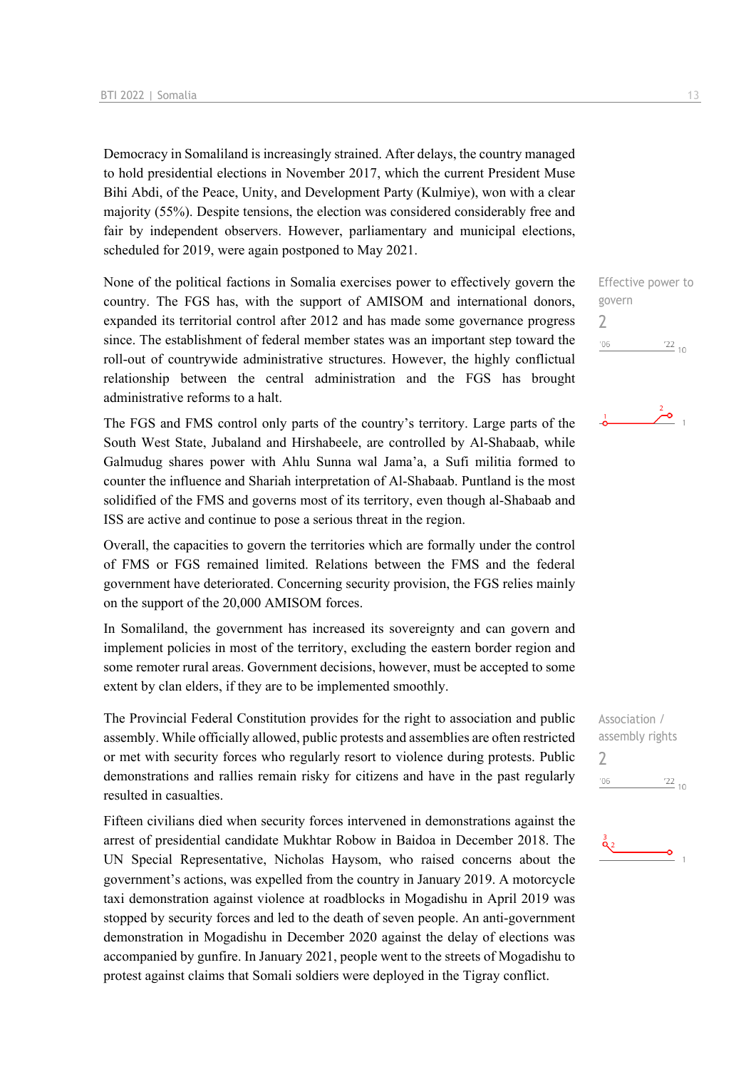Democracy in Somaliland is increasingly strained. After delays, the country managed to hold presidential elections in November 2017, which the current President Muse Bihi Abdi, of the Peace, Unity, and Development Party (Kulmiye), won with a clear majority (55%). Despite tensions, the election was considered considerably free and fair by independent observers. However, parliamentary and municipal elections, scheduled for 2019, were again postponed to May 2021.

Effective power to govern
2

None of the political factions in Somalia exercises power to effectively govern the country. The FGS has, with the support of AMISOM and international donors, expanded its territorial control after 2012 and has made some governance progress since. The establishment of federal member states was an important step toward the roll-out of countrywide administrative structures. However, the highly conflictual relationship between the central administration and the FGS has brought administrative reforms to a halt.

The FGS and FMS control only parts of the country's territory. Large parts of the South West State, Jubaland and Hirshabeele, are controlled by Al-Shabaab, while Galmudug shares power with Ahlu Sunna wal Jama'a, a Sufi militia formed to counter the influence and Shariah interpretation of Al-Shabaab. Puntland is the most solidified of the FMS and governs most of its territory, even though al-Shabaab and ISS are active and continue to pose a serious threat in the region.

Overall, the capacities to govern the territories which are formally under the control of FMS or FGS remained limited. Relations between the FMS and the federal government have deteriorated. Concerning security provision, the FGS relies mainly on the support of the 20,000 AMISOM forces.

In Somaliland, the government has increased its sovereignty and can govern and implement policies in most of the territory, excluding the eastern border region and some remoter rural areas. Government decisions, however, must be accepted to some extent by clan elders, if they are to be implemented smoothly.

Association / assembly rights
2

The Provincial Federal Constitution provides for the right to association and public assembly. While officially allowed, public protests and assemblies are often restricted or met with security forces who regularly resort to violence during protests. Public demonstrations and rallies remain risky for citizens and have in the past regularly resulted in casualties.

Fifteen civilians died when security forces intervened in demonstrations against the arrest of presidential candidate Mukhtar Robow in Baidoa in December 2018. The UN Special Representative, Nicholas Haysom, who raised concerns about the government's actions, was expelled from the country in January 2019. A motorcycle taxi demonstration against violence at roadblocks in Mogadishu in April 2019 was stopped by security forces and led to the death of seven people. An anti-government demonstration in Mogadishu in December 2020 against the delay of elections was accompanied by gunfire. In January 2021, people went to the streets of Mogadishu to protest against claims that Somali soldiers were deployed in the Tigray conflict.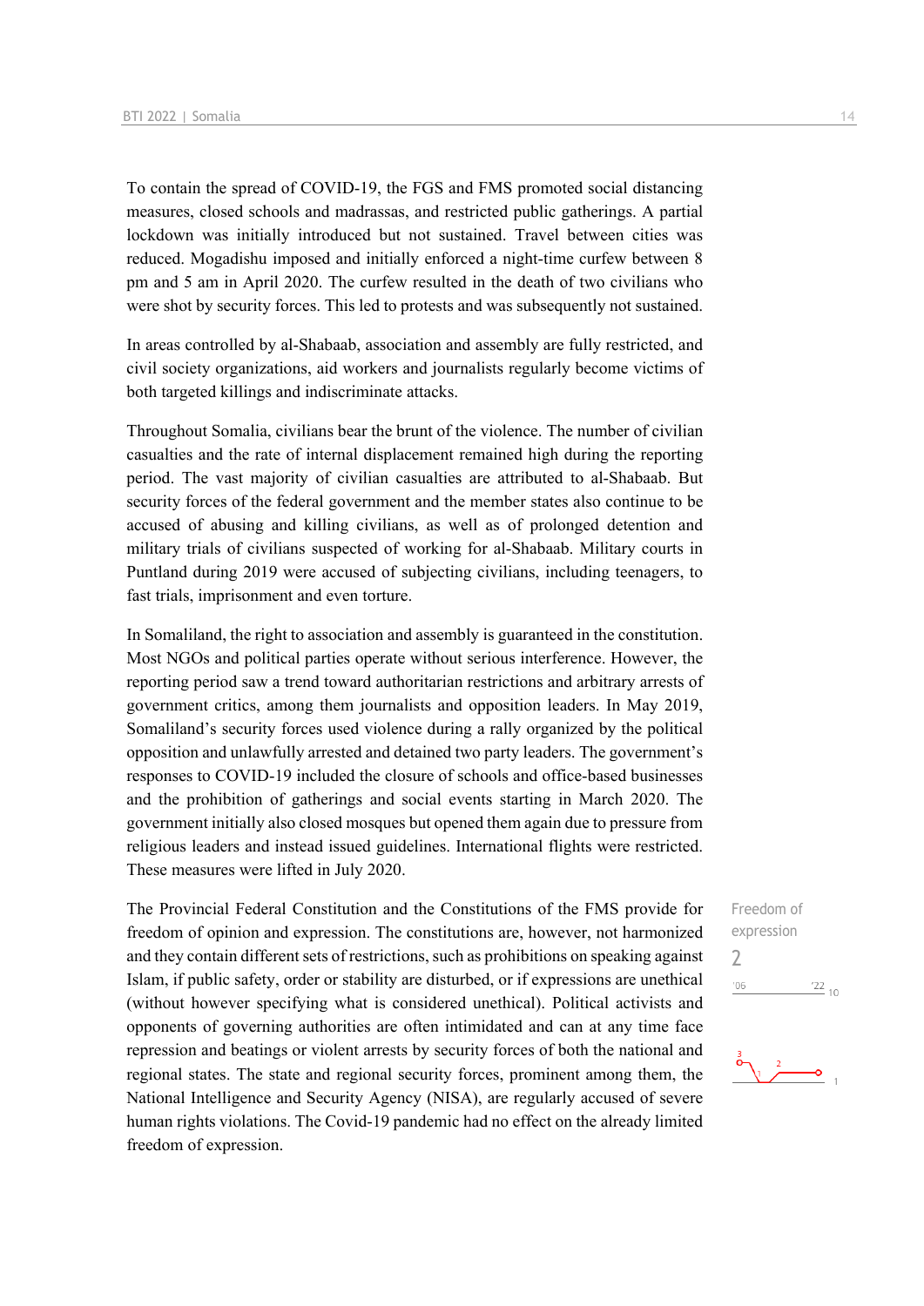To contain the spread of COVID-19, the FGS and FMS promoted social distancing measures, closed schools and madrassas, and restricted public gatherings. A partial lockdown was initially introduced but not sustained. Travel between cities was reduced. Mogadishu imposed and initially enforced a night-time curfew between 8 pm and 5 am in April 2020. The curfew resulted in the death of two civilians who were shot by security forces. This led to protests and was subsequently not sustained.

In areas controlled by al-Shabaab, association and assembly are fully restricted, and civil society organizations, aid workers and journalists regularly become victims of both targeted killings and indiscriminate attacks.

Throughout Somalia, civilians bear the brunt of the violence. The number of civilian casualties and the rate of internal displacement remained high during the reporting period. The vast majority of civilian casualties are attributed to al-Shabaab. But security forces of the federal government and the member states also continue to be accused of abusing and killing civilians, as well as of prolonged detention and military trials of civilians suspected of working for al-Shabaab. Military courts in Puntland during 2019 were accused of subjecting civilians, including teenagers, to fast trials, imprisonment and even torture.

In Somaliland, the right to association and assembly is guaranteed in the constitution. Most NGOs and political parties operate without serious interference. However, the reporting period saw a trend toward authoritarian restrictions and arbitrary arrests of government critics, among them journalists and opposition leaders. In May 2019, Somaliland's security forces used violence during a rally organized by the political opposition and unlawfully arrested and detained two party leaders. The government's responses to COVID-19 included the closure of schools and office-based businesses and the prohibition of gatherings and social events starting in March 2020. The government initially also closed mosques but opened them again due to pressure from religious leaders and instead issued guidelines. International flights were restricted. These measures were lifted in July 2020.

Freedom of expression
2

The Provincial Federal Constitution and the Constitutions of the FMS provide for freedom of opinion and expression. The constitutions are, however, not harmonized and they contain different sets of restrictions, such as prohibitions on speaking against Islam, if public safety, order or stability are disturbed, or if expressions are unethical (without however specifying what is considered unethical). Political activists and opponents of governing authorities are often intimidated and can at any time face repression and beatings or violent arrests by security forces of both the national and regional states. The state and regional security forces, prominent among them, the National Intelligence and Security Agency (NISA), are regularly accused of severe human rights violations. The Covid-19 pandemic had no effect on the already limited freedom of expression.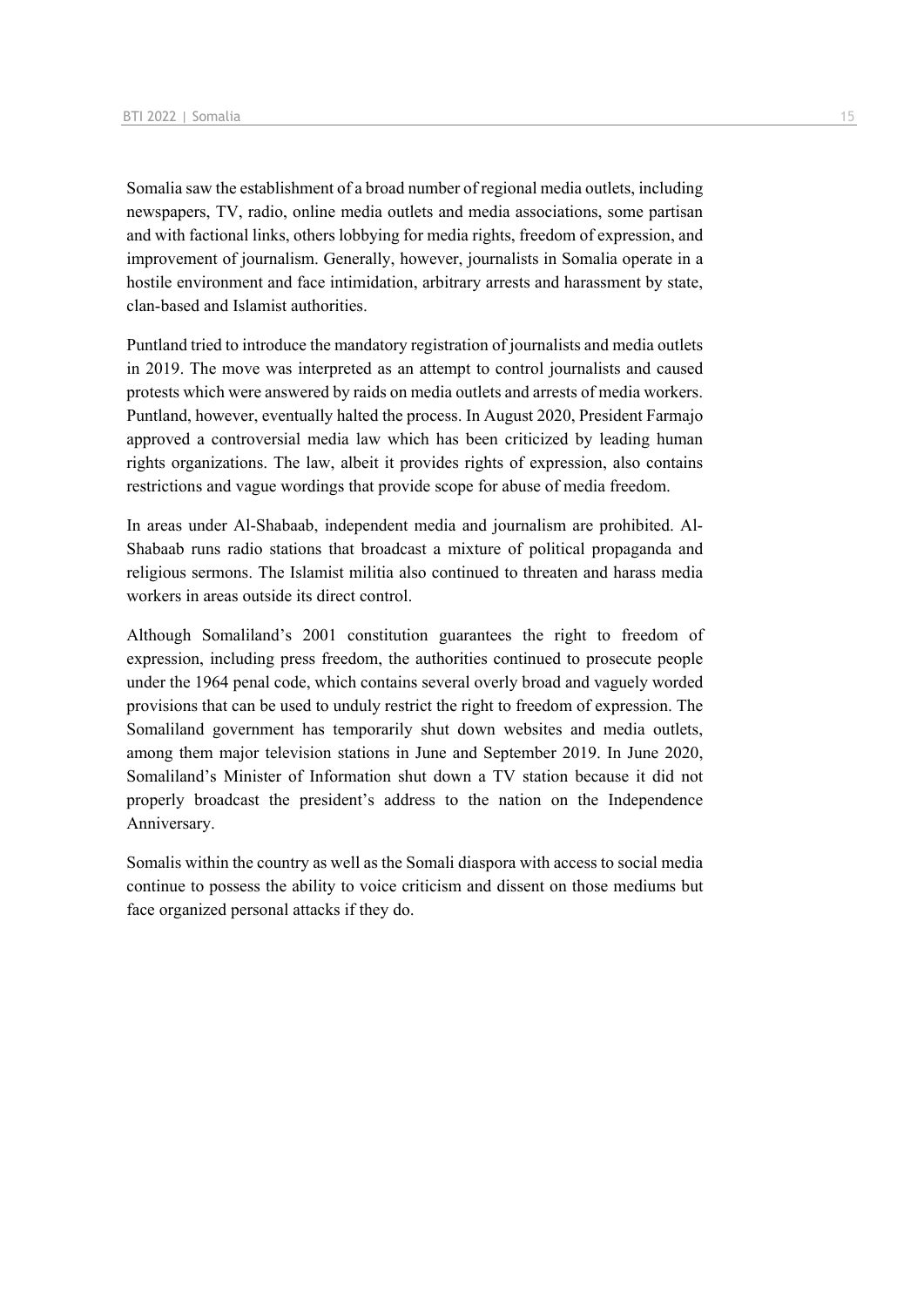Somalia saw the establishment of a broad number of regional media outlets, including newspapers, TV, radio, online media outlets and media associations, some partisan and with factional links, others lobbying for media rights, freedom of expression, and improvement of journalism. Generally, however, journalists in Somalia operate in a hostile environment and face intimidation, arbitrary arrests and harassment by state, clan-based and Islamist authorities.

Puntland tried to introduce the mandatory registration of journalists and media outlets in 2019. The move was interpreted as an attempt to control journalists and caused protests which were answered by raids on media outlets and arrests of media workers. Puntland, however, eventually halted the process. In August 2020, President Farmajo approved a controversial media law which has been criticized by leading human rights organizations. The law, albeit it provides rights of expression, also contains restrictions and vague wordings that provide scope for abuse of media freedom.

In areas under Al-Shabaab, independent media and journalism are prohibited. Al-Shabaab runs radio stations that broadcast a mixture of political propaganda and religious sermons. The Islamist militia also continued to threaten and harass media workers in areas outside its direct control.

Although Somaliland's 2001 constitution guarantees the right to freedom of expression, including press freedom, the authorities continued to prosecute people under the 1964 penal code, which contains several overly broad and vaguely worded provisions that can be used to unduly restrict the right to freedom of expression. The Somaliland government has temporarily shut down websites and media outlets, among them major television stations in June and September 2019. In June 2020, Somaliland's Minister of Information shut down a TV station because it did not properly broadcast the president's address to the nation on the Independence Anniversary.

Somalis within the country as well as the Somali diaspora with access to social media continue to possess the ability to voice criticism and dissent on those mediums but face organized personal attacks if they do.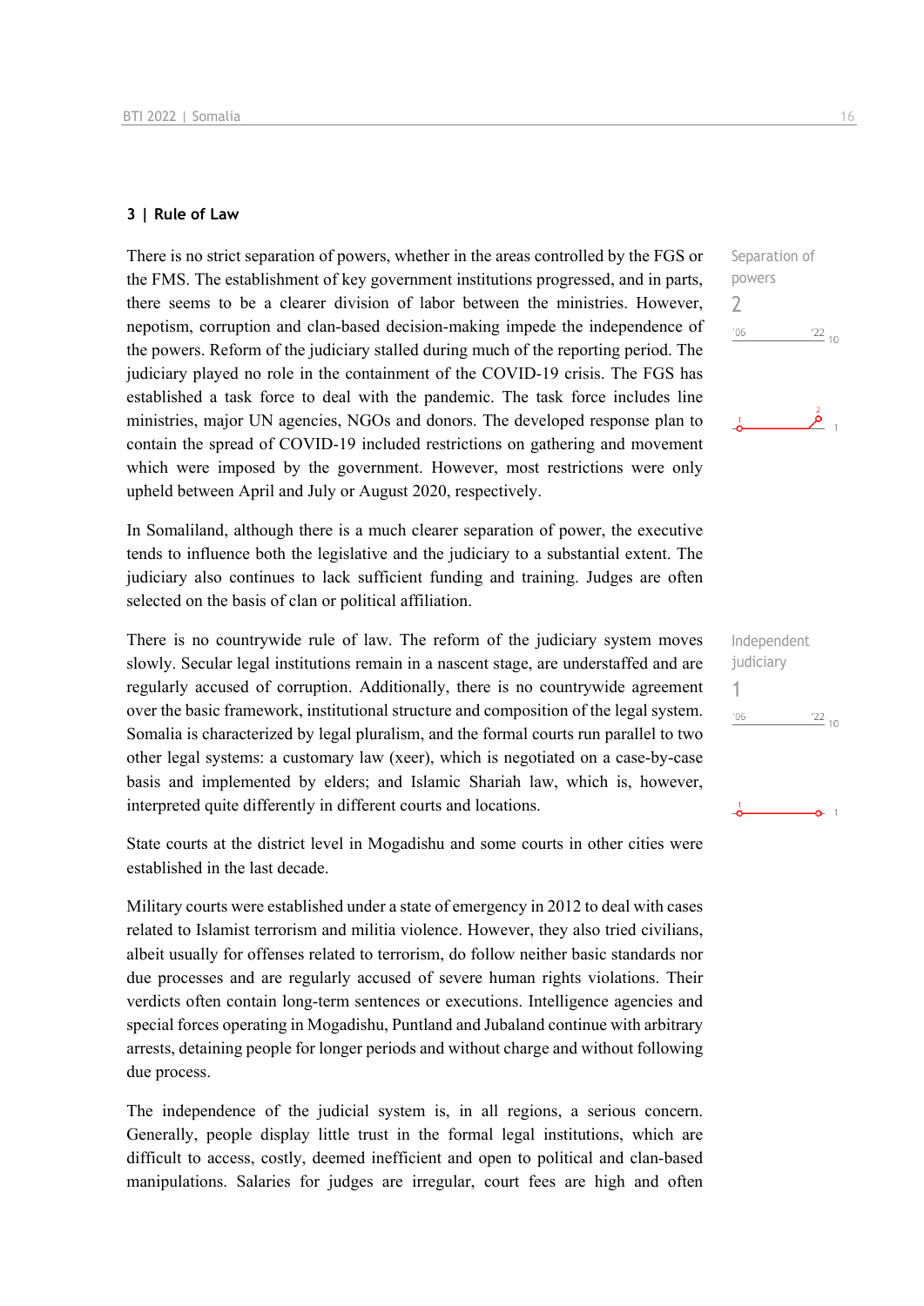## 3 | Rule of Law

Separation of powers

2

'06 '22 10

There is no strict separation of powers, whether in the areas controlled by the FGS or the FMS. The establishment of key government institutions progressed, and in parts, there seems to be a clearer division of labor between the ministries. However, nepotism, corruption and clan-based decision-making impede the independence of the powers. Reform of the judiciary stalled during much of the reporting period. The judiciary played no role in the containment of the COVID-19 crisis. The FGS has established a task force to deal with the pandemic. The task force includes line ministries, major UN agencies, NGOs and donors. The developed response plan to contain the spread of COVID-19 included restrictions on gathering and movement which were imposed by the government. However, most restrictions were only upheld between April and July or August 2020, respectively.

In Somaliland, although there is a much clearer separation of power, the executive tends to influence both the legislative and the judiciary to a substantial extent. The judiciary also continues to lack sufficient funding and training. Judges are often selected on the basis of clan or political affiliation.

Independent judiciary

1

'06 '22 10

There is no countrywide rule of law. The reform of the judiciary system moves slowly. Secular legal institutions remain in a nascent stage, are understaffed and are regularly accused of corruption. Additionally, there is no countrywide agreement over the basic framework, institutional structure and composition of the legal system. Somalia is characterized by legal pluralism, and the formal courts run parallel to two other legal systems: a customary law (xeer), which is negotiated on a case-by-case basis and implemented by elders; and Islamic Shariah law, which is, however, interpreted quite differently in different courts and locations.

State courts at the district level in Mogadishu and some courts in other cities were established in the last decade.

Military courts were established under a state of emergency in 2012 to deal with cases related to Islamist terrorism and militia violence. However, they also tried civilians, albeit usually for offenses related to terrorism, do follow neither basic standards nor due processes and are regularly accused of severe human rights violations. Their verdicts often contain long-term sentences or executions. Intelligence agencies and special forces operating in Mogadishu, Puntland and Jubaland continue with arbitrary arrests, detaining people for longer periods and without charge and without following due process.

The independence of the judicial system is, in all regions, a serious concern. Generally, people display little trust in the formal legal institutions, which are difficult to access, costly, deemed inefficient and open to political and clan-based manipulations. Salaries for judges are irregular, court fees are high and often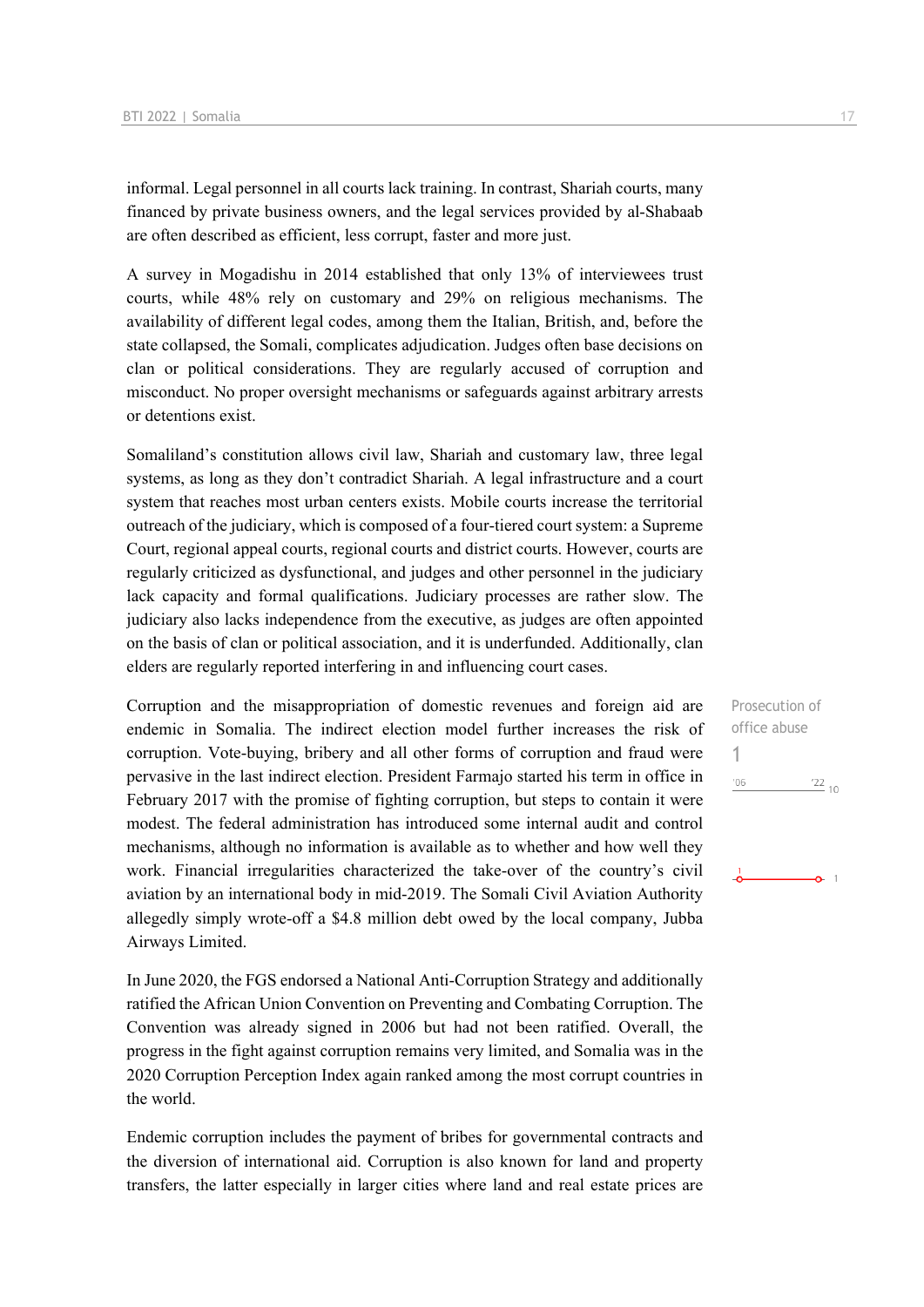informal. Legal personnel in all courts lack training. In contrast, Shariah courts, many financed by private business owners, and the legal services provided by al-Shabaab are often described as efficient, less corrupt, faster and more just.

A survey in Mogadishu in 2014 established that only 13% of interviewees trust courts, while 48% rely on customary and 29% on religious mechanisms. The availability of different legal codes, among them the Italian, British, and, before the state collapsed, the Somali, complicates adjudication. Judges often base decisions on clan or political considerations. They are regularly accused of corruption and misconduct. No proper oversight mechanisms or safeguards against arbitrary arrests or detentions exist.

Somaliland's constitution allows civil law, Shariah and customary law, three legal systems, as long as they don't contradict Shariah. A legal infrastructure and a court system that reaches most urban centers exists. Mobile courts increase the territorial outreach of the judiciary, which is composed of a four-tiered court system: a Supreme Court, regional appeal courts, regional courts and district courts. However, courts are regularly criticized as dysfunctional, and judges and other personnel in the judiciary lack capacity and formal qualifications. Judiciary processes are rather slow. The judiciary also lacks independence from the executive, as judges are often appointed on the basis of clan or political association, and it is underfunded. Additionally, clan elders are regularly reported interfering in and influencing court cases.

Prosecution of office abuse
1

Corruption and the misappropriation of domestic revenues and foreign aid are endemic in Somalia. The indirect election model further increases the risk of corruption. Vote-buying, bribery and all other forms of corruption and fraud were pervasive in the last indirect election. President Farmajo started his term in office in February 2017 with the promise of fighting corruption, but steps to contain it were modest. The federal administration has introduced some internal audit and control mechanisms, although no information is available as to whether and how well they work. Financial irregularities characterized the take-over of the country's civil aviation by an international body in mid-2019. The Somali Civil Aviation Authority allegedly simply wrote-off a $4.8 million debt owed by the local company, Jubba Airways Limited.

In June 2020, the FGS endorsed a National Anti-Corruption Strategy and additionally ratified the African Union Convention on Preventing and Combating Corruption. The Convention was already signed in 2006 but had not been ratified. Overall, the progress in the fight against corruption remains very limited, and Somalia was in the 2020 Corruption Perception Index again ranked among the most corrupt countries in the world.

Endemic corruption includes the payment of bribes for governmental contracts and the diversion of international aid. Corruption is also known for land and property transfers, the latter especially in larger cities where land and real estate prices are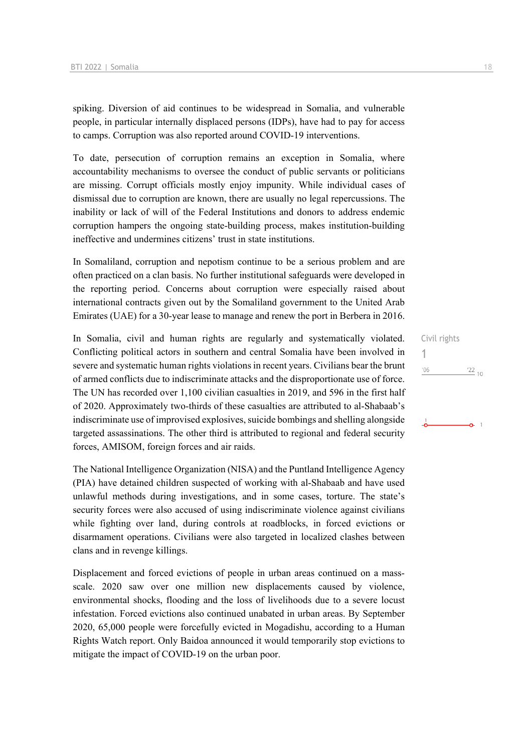spiking. Diversion of aid continues to be widespread in Somalia, and vulnerable people, in particular internally displaced persons (IDPs), have had to pay for access to camps. Corruption was also reported around COVID-19 interventions.

To date, persecution of corruption remains an exception in Somalia, where accountability mechanisms to oversee the conduct of public servants or politicians are missing. Corrupt officials mostly enjoy impunity. While individual cases of dismissal due to corruption are known, there are usually no legal repercussions. The inability or lack of will of the Federal Institutions and donors to address endemic corruption hampers the ongoing state-building process, makes institution-building ineffective and undermines citizens' trust in state institutions.

In Somaliland, corruption and nepotism continue to be a serious problem and are often practiced on a clan basis. No further institutional safeguards were developed in the reporting period. Concerns about corruption were especially raised about international contracts given out by the Somaliland government to the United Arab Emirates (UAE) for a 30-year lease to manage and renew the port in Berbera in 2016.

Civil rights
1

In Somalia, civil and human rights are regularly and systematically violated. Conflicting political actors in southern and central Somalia have been involved in severe and systematic human rights violations in recent years. Civilians bear the brunt of armed conflicts due to indiscriminate attacks and the disproportionate use of force. The UN has recorded over 1,100 civilian casualties in 2019, and 596 in the first half of 2020. Approximately two-thirds of these casualties are attributed to al-Shabaab's indiscriminate use of improvised explosives, suicide bombings and shelling alongside targeted assassinations. The other third is attributed to regional and federal security forces, AMISOM, foreign forces and air raids.

The National Intelligence Organization (NISA) and the Puntland Intelligence Agency (PIA) have detained children suspected of working with al-Shabaab and have used unlawful methods during investigations, and in some cases, torture. The state's security forces were also accused of using indiscriminate violence against civilians while fighting over land, during controls at roadblocks, in forced evictions or disarmament operations. Civilians were also targeted in localized clashes between clans and in revenge killings.

Displacement and forced evictions of people in urban areas continued on a mass-scale. 2020 saw over one million new displacements caused by violence, environmental shocks, flooding and the loss of livelihoods due to a severe locust infestation. Forced evictions also continued unabated in urban areas. By September 2020, 65,000 people were forcefully evicted in Mogadishu, according to a Human Rights Watch report. Only Baidoa announced it would temporarily stop evictions to mitigate the impact of COVID-19 on the urban poor.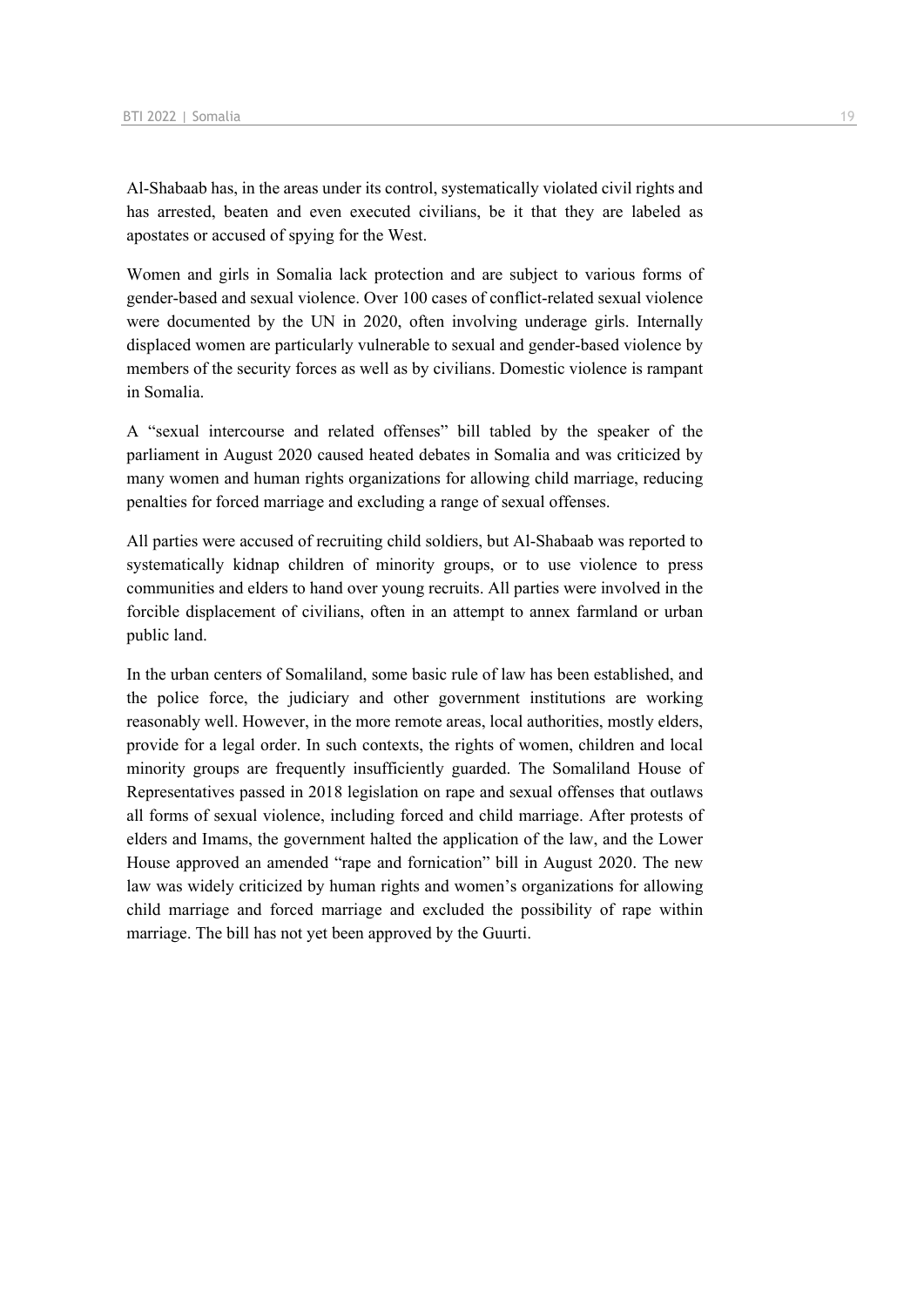Al-Shabaab has, in the areas under its control, systematically violated civil rights and has arrested, beaten and even executed civilians, be it that they are labeled as apostates or accused of spying for the West.

Women and girls in Somalia lack protection and are subject to various forms of gender-based and sexual violence. Over 100 cases of conflict-related sexual violence were documented by the UN in 2020, often involving underage girls. Internally displaced women are particularly vulnerable to sexual and gender-based violence by members of the security forces as well as by civilians. Domestic violence is rampant in Somalia.

A "sexual intercourse and related offenses" bill tabled by the speaker of the parliament in August 2020 caused heated debates in Somalia and was criticized by many women and human rights organizations for allowing child marriage, reducing penalties for forced marriage and excluding a range of sexual offenses.

All parties were accused of recruiting child soldiers, but Al-Shabaab was reported to systematically kidnap children of minority groups, or to use violence to press communities and elders to hand over young recruits. All parties were involved in the forcible displacement of civilians, often in an attempt to annex farmland or urban public land.

In the urban centers of Somaliland, some basic rule of law has been established, and the police force, the judiciary and other government institutions are working reasonably well. However, in the more remote areas, local authorities, mostly elders, provide for a legal order. In such contexts, the rights of women, children and local minority groups are frequently insufficiently guarded. The Somaliland House of Representatives passed in 2018 legislation on rape and sexual offenses that outlaws all forms of sexual violence, including forced and child marriage. After protests of elders and Imams, the government halted the application of the law, and the Lower House approved an amended "rape and fornication" bill in August 2020. The new law was widely criticized by human rights and women's organizations for allowing child marriage and forced marriage and excluded the possibility of rape within marriage. The bill has not yet been approved by the Guurti.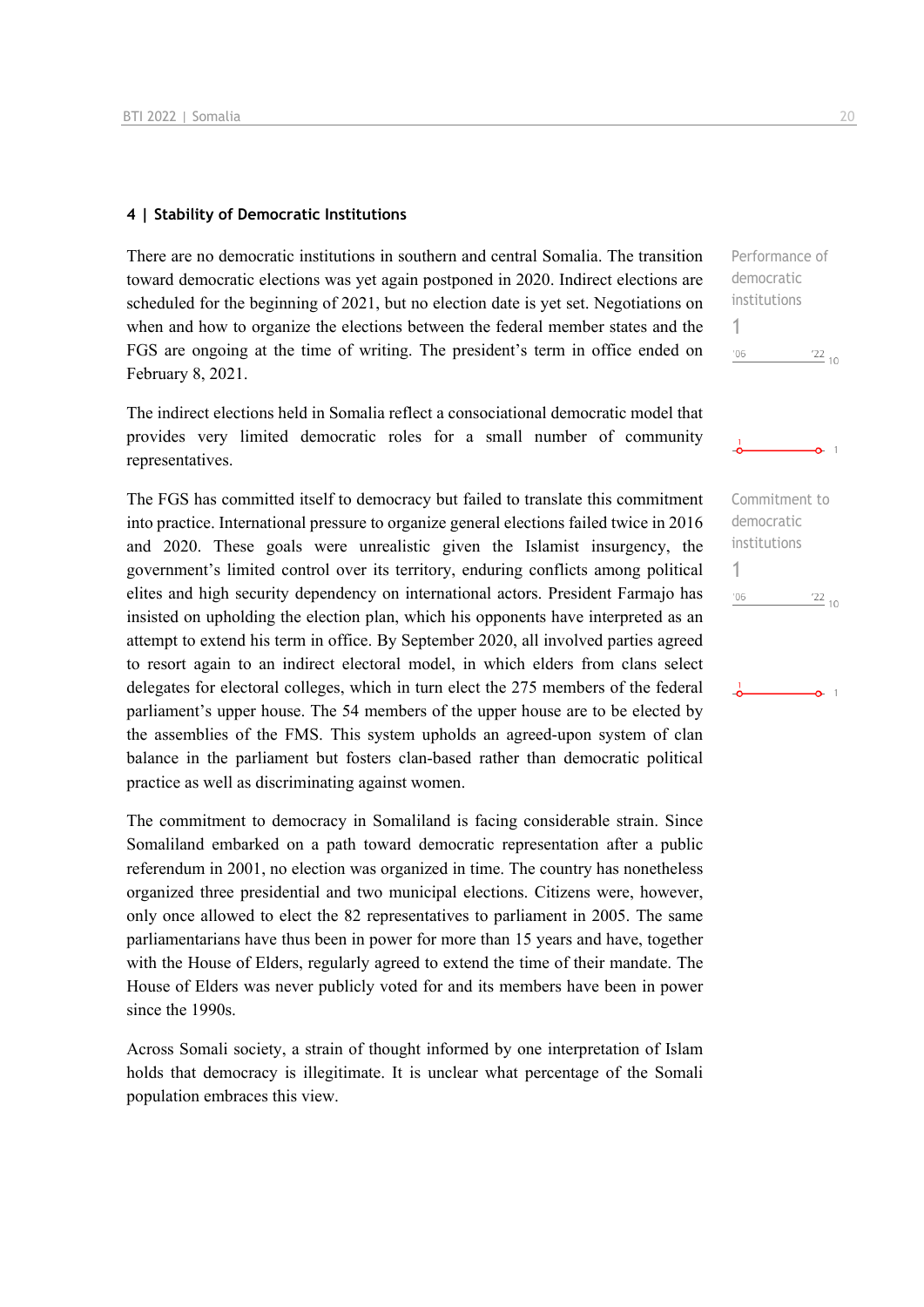#### 4 | Stability of Democratic Institutions

There are no democratic institutions in southern and central Somalia. The transition toward democratic elections was yet again postponed in 2020. Indirect elections are scheduled for the beginning of 2021, but no election date is yet set. Negotiations on when and how to organize the elections between the federal member states and the FGS are ongoing at the time of writing. The president's term in office ended on February 8, 2021.

Performance of democratic institutions
1

The indirect elections held in Somalia reflect a consociational democratic model that provides very limited democratic roles for a small number of community representatives.

The FGS has committed itself to democracy but failed to translate this commitment into practice. International pressure to organize general elections failed twice in 2016 and 2020. These goals were unrealistic given the Islamist insurgency, the government's limited control over its territory, enduring conflicts among political elites and high security dependency on international actors. President Farmajo has insisted on upholding the election plan, which his opponents have interpreted as an attempt to extend his term in office. By September 2020, all involved parties agreed to resort again to an indirect electoral model, in which elders from clans select delegates for electoral colleges, which in turn elect the 275 members of the federal parliament's upper house. The 54 members of the upper house are to be elected by the assemblies of the FMS. This system upholds an agreed-upon system of clan balance in the parliament but fosters clan-based rather than democratic political practice as well as discriminating against women.

Commitment to democratic institutions
1

The commitment to democracy in Somaliland is facing considerable strain. Since Somaliland embarked on a path toward democratic representation after a public referendum in 2001, no election was organized in time. The country has nonetheless organized three presidential and two municipal elections. Citizens were, however, only once allowed to elect the 82 representatives to parliament in 2005. The same parliamentarians have thus been in power for more than 15 years and have, together with the House of Elders, regularly agreed to extend the time of their mandate. The House of Elders was never publicly voted for and its members have been in power since the 1990s.

Across Somali society, a strain of thought informed by one interpretation of Islam holds that democracy is illegitimate. It is unclear what percentage of the Somali population embraces this view.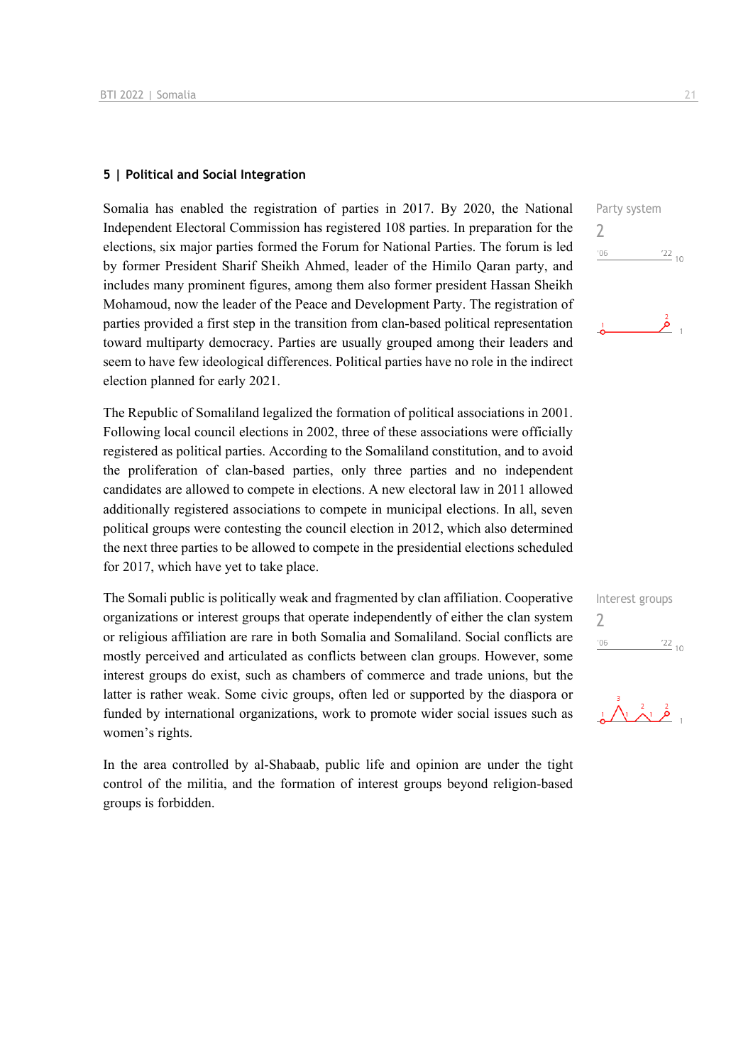## 5 | Political and Social Integration

Party system
2

Somalia has enabled the registration of parties in 2017. By 2020, the National Independent Electoral Commission has registered 108 parties. In preparation for the elections, six major parties formed the Forum for National Parties. The forum is led by former President Sharif Sheikh Ahmed, leader of the Himilo Qaran party, and includes many prominent figures, among them also former president Hassan Sheikh Mohamoud, now the leader of the Peace and Development Party. The registration of parties provided a first step in the transition from clan-based political representation toward multiparty democracy. Parties are usually grouped among their leaders and seem to have few ideological differences. Political parties have no role in the indirect election planned for early 2021.

The Republic of Somaliland legalized the formation of political associations in 2001. Following local council elections in 2002, three of these associations were officially registered as political parties. According to the Somaliland constitution, and to avoid the proliferation of clan-based parties, only three parties and no independent candidates are allowed to compete in elections. A new electoral law in 2011 allowed additionally registered associations to compete in municipal elections. In all, seven political groups were contesting the council election in 2012, which also determined the next three parties to be allowed to compete in the presidential elections scheduled for 2017, which have yet to take place.

Interest groups
2

The Somali public is politically weak and fragmented by clan affiliation. Cooperative organizations or interest groups that operate independently of either the clan system or religious affiliation are rare in both Somalia and Somaliland. Social conflicts are mostly perceived and articulated as conflicts between clan groups. However, some interest groups do exist, such as chambers of commerce and trade unions, but the latter is rather weak. Some civic groups, often led or supported by the diaspora or funded by international organizations, work to promote wider social issues such as women's rights.

In the area controlled by al-Shabaab, public life and opinion are under the tight control of the militia, and the formation of interest groups beyond religion-based groups is forbidden.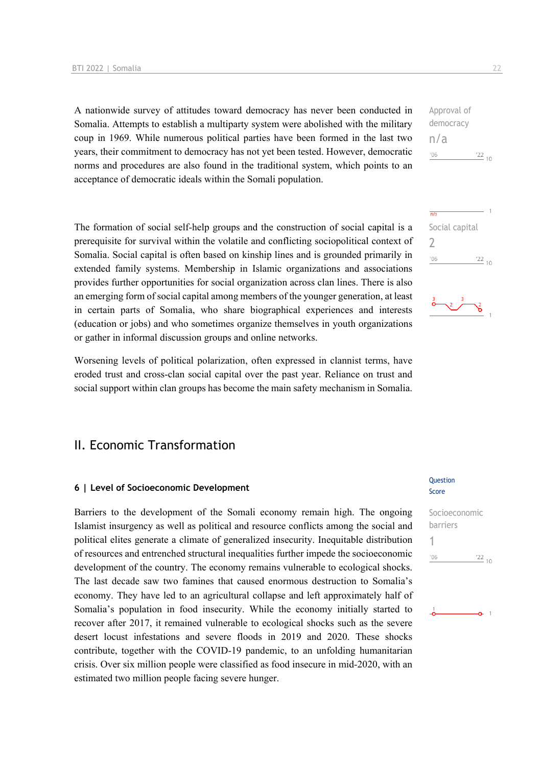A nationwide survey of attitudes toward democracy has never been conducted in Somalia. Attempts to establish a multiparty system were abolished with the military coup in 1969. While numerous political parties have been formed in the last two years, their commitment to democracy has not yet been tested. However, democratic norms and procedures are also found in the traditional system, which points to an acceptance of democratic ideals within the Somali population.

Approval of democracy
n/a

The formation of social self-help groups and the construction of social capital is a prerequisite for survival within the volatile and conflicting sociopolitical context of Somalia. Social capital is often based on kinship lines and is grounded primarily in extended family systems. Membership in Islamic organizations and associations provides further opportunities for social organization across clan lines. There is also an emerging form of social capital among members of the younger generation, at least in certain parts of Somalia, who share biographical experiences and interests (education or jobs) and who sometimes organize themselves in youth organizations or gather in informal discussion groups and online networks.

Social capital
2

Worsening levels of political polarization, often expressed in clannist terms, have eroded trust and cross-clan social capital over the past year. Reliance on trust and social support within clan groups has become the main safety mechanism in Somalia.

# II. Economic Transformation

## 6 | Level of Socioeconomic Development

Question Score

Barriers to the development of the Somali economy remain high. The ongoing Islamist insurgency as well as political and resource conflicts among the social and political elites generate a climate of generalized insecurity. Inequitable distribution of resources and entrenched structural inequalities further impede the socioeconomic development of the country. The economy remains vulnerable to ecological shocks. The last decade saw two famines that caused enormous destruction to Somalia's economy. They have led to an agricultural collapse and left approximately half of Somalia's population in food insecurity. While the economy initially started to recover after 2017, it remained vulnerable to ecological shocks such as the severe desert locust infestations and severe floods in 2019 and 2020. These shocks contribute, together with the COVID-19 pandemic, to an unfolding humanitarian crisis. Over six million people were classified as food insecure in mid-2020, with an estimated two million people facing severe hunger.

Socioeconomic barriers
1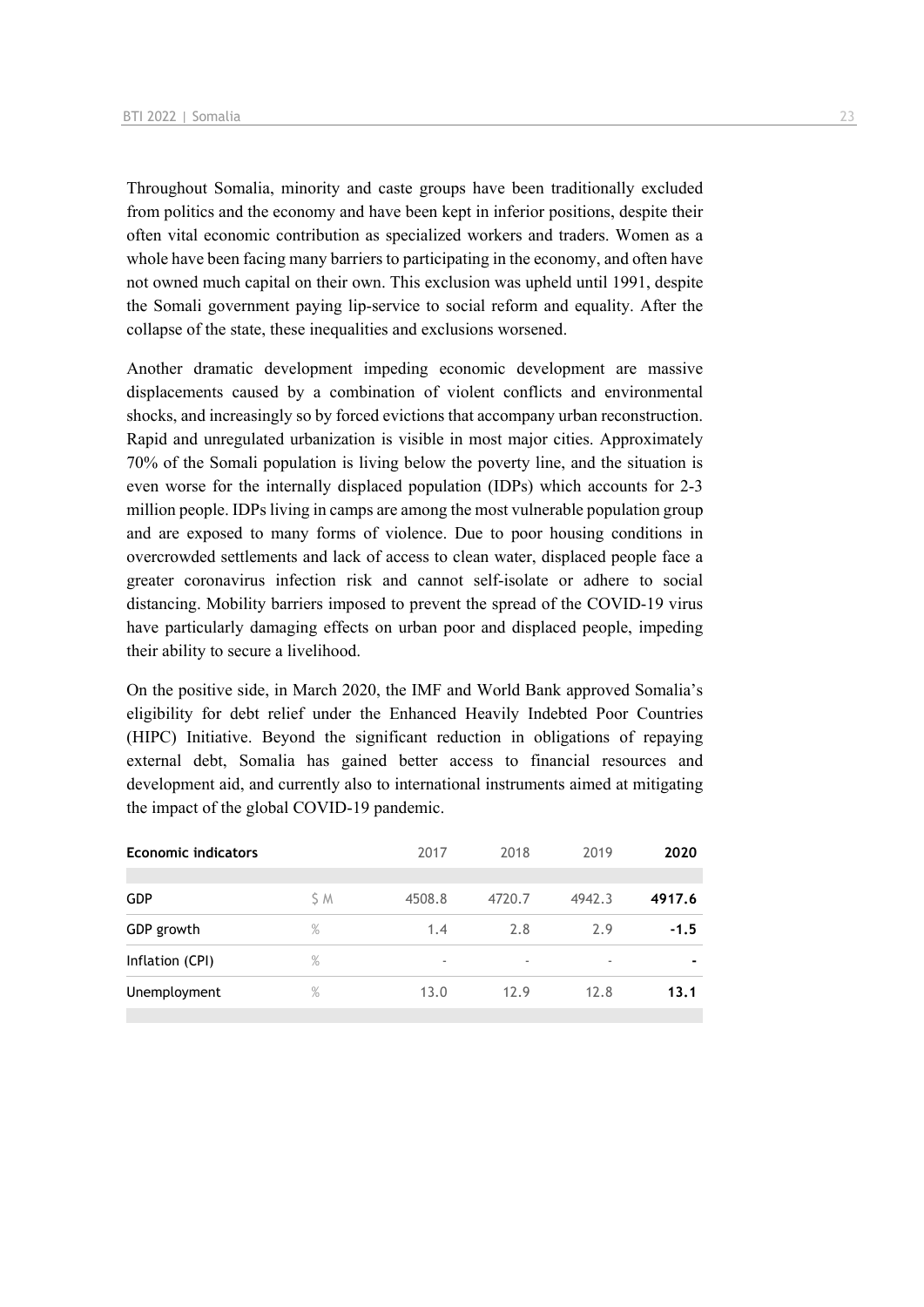Throughout Somalia, minority and caste groups have been traditionally excluded from politics and the economy and have been kept in inferior positions, despite their often vital economic contribution as specialized workers and traders. Women as a whole have been facing many barriers to participating in the economy, and often have not owned much capital on their own. This exclusion was upheld until 1991, despite the Somali government paying lip-service to social reform and equality. After the collapse of the state, these inequalities and exclusions worsened.

Another dramatic development impeding economic development are massive displacements caused by a combination of violent conflicts and environmental shocks, and increasingly so by forced evictions that accompany urban reconstruction. Rapid and unregulated urbanization is visible in most major cities. Approximately 70% of the Somali population is living below the poverty line, and the situation is even worse for the internally displaced population (IDPs) which accounts for 2-3 million people. IDPs living in camps are among the most vulnerable population group and are exposed to many forms of violence. Due to poor housing conditions in overcrowded settlements and lack of access to clean water, displaced people face a greater coronavirus infection risk and cannot self-isolate or adhere to social distancing. Mobility barriers imposed to prevent the spread of the COVID-19 virus have particularly damaging effects on urban poor and displaced people, impeding their ability to secure a livelihood.

On the positive side, in March 2020, the IMF and World Bank approved Somalia's eligibility for debt relief under the Enhanced Heavily Indebted Poor Countries (HIPC) Initiative. Beyond the significant reduction in obligations of repaying external debt, Somalia has gained better access to financial resources and development aid, and currently also to international instruments aimed at mitigating the impact of the global COVID-19 pandemic.

| Economic indicators | | 2017 | 2018 | 2019 | **2020** |
|---|---|---|---|---|---|
| GDP | $ M | 4508.8 | 4720.7 | 4942.3 | **4917.6** |
| GDP growth | % | 1.4 | 2.8 | 2.9 | **-1.5** |
| Inflation (CPI) | % | - | - | - | **-** |
| Unemployment | % | 13.0 | 12.9 | 12.8 | **13.1** |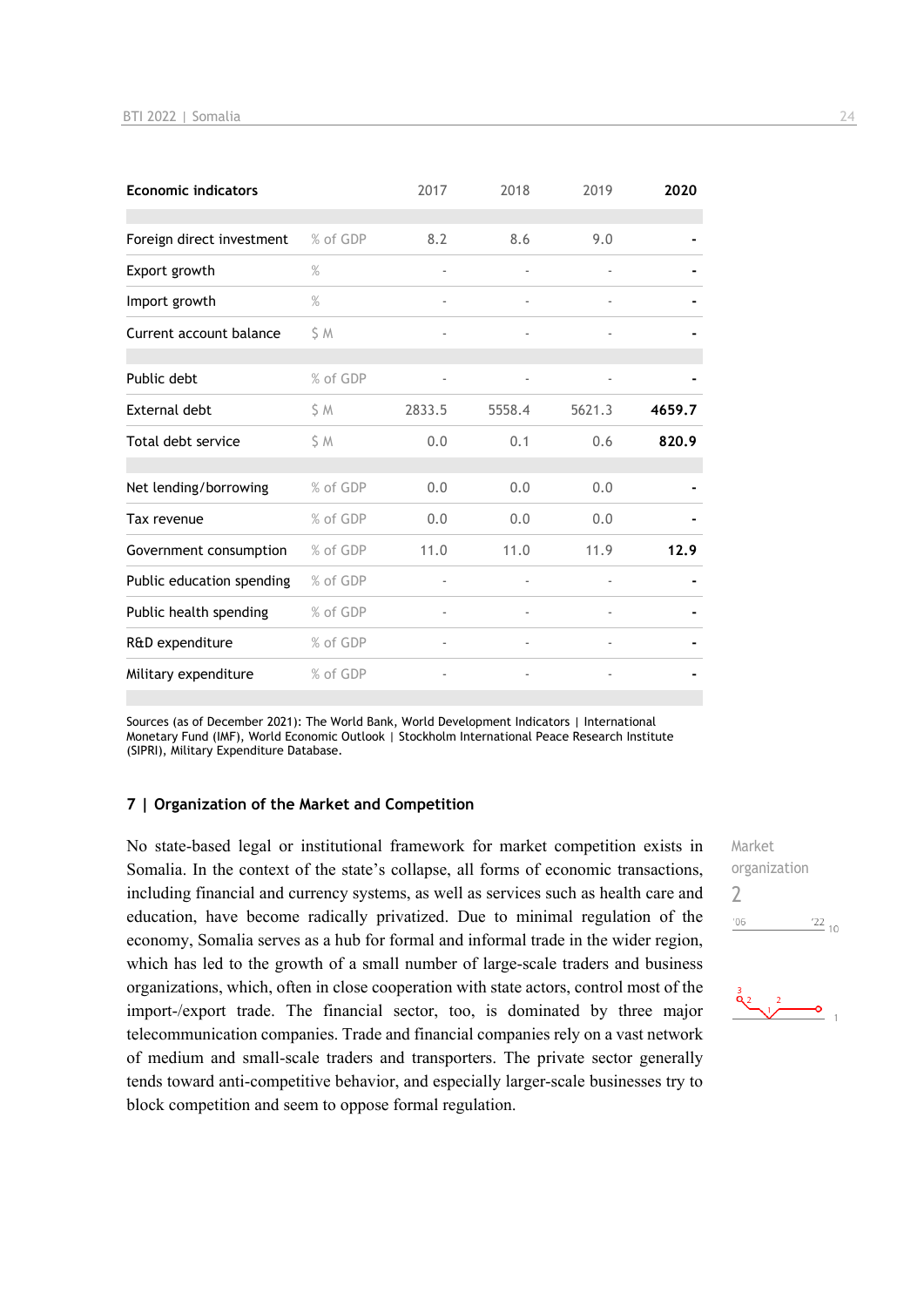| Economic indicators | | 2017 | 2018 | 2019 | 2020 |
|---|---|---|---|---|---|
| Foreign direct investment | % of GDP | 8.2 | 8.6 | 9.0 | - |
| Export growth | % | - | - | - | - |
| Import growth | % | - | - | - | - |
| Current account balance | $ M | - | - | - | - |
| Public debt | % of GDP | - | - | - | - |
| External debt | $ M | 2833.5 | 5558.4 | 5621.3 | 4659.7 |
| Total debt service | $ M | 0.0 | 0.1 | 0.6 | 820.9 |
| Net lending/borrowing | % of GDP | 0.0 | 0.0 | 0.0 | - |
| Tax revenue | % of GDP | 0.0 | 0.0 | 0.0 | - |
| Government consumption | % of GDP | 11.0 | 11.0 | 11.9 | 12.9 |
| Public education spending | % of GDP | - | - | - | - |
| Public health spending | % of GDP | - | - | - | - |
| R&D expenditure | % of GDP | - | - | - | - |
| Military expenditure | % of GDP | - | - | - | - |

Sources (as of December 2021): The World Bank, World Development Indicators | International Monetary Fund (IMF), World Economic Outlook | Stockholm International Peace Research Institute (SIPRI), Military Expenditure Database.

## 7 | Organization of the Market and Competition

Market organization
2

No state-based legal or institutional framework for market competition exists in Somalia. In the context of the state's collapse, all forms of economic transactions, including financial and currency systems, as well as services such as health care and education, have become radically privatized. Due to minimal regulation of the economy, Somalia serves as a hub for formal and informal trade in the wider region, which has led to the growth of a small number of large-scale traders and business organizations, which, often in close cooperation with state actors, control most of the import-/export trade. The financial sector, too, is dominated by three major telecommunication companies. Trade and financial companies rely on a vast network of medium and small-scale traders and transporters. The private sector generally tends toward anti-competitive behavior, and especially larger-scale businesses try to block competition and seem to oppose formal regulation.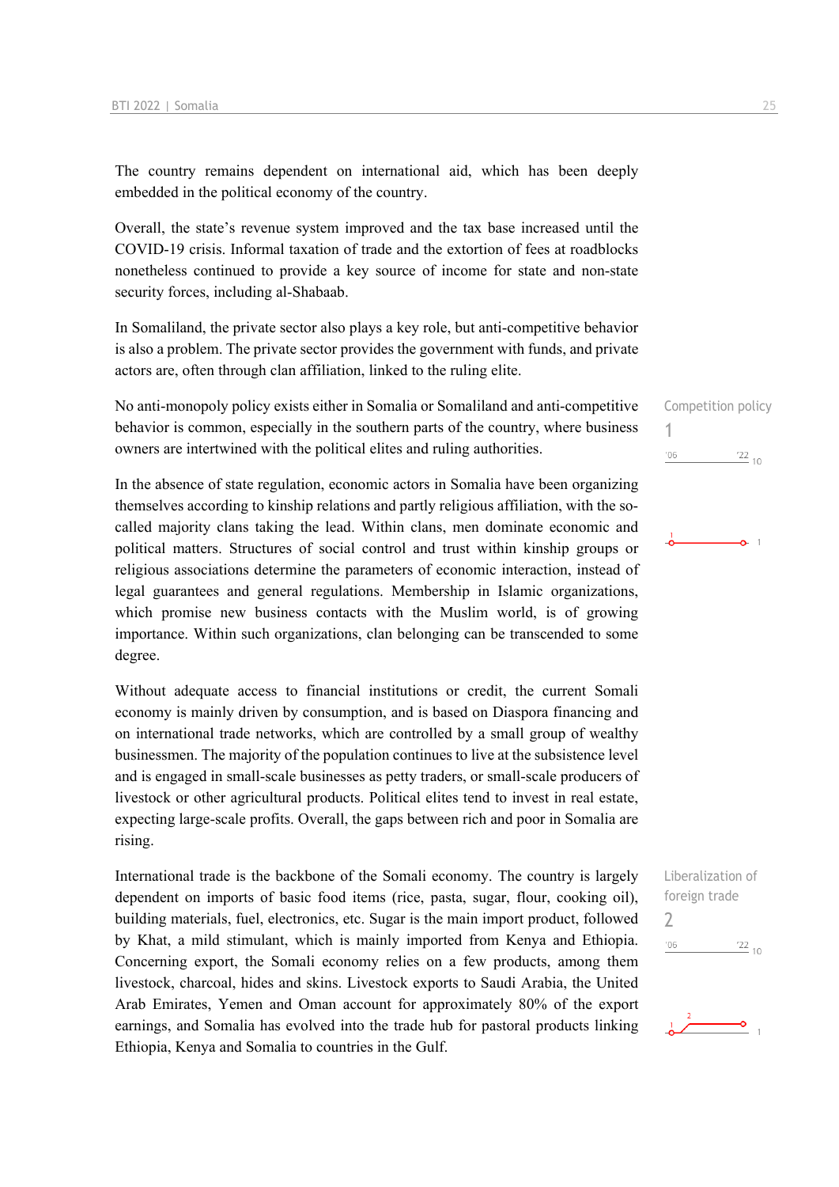The country remains dependent on international aid, which has been deeply embedded in the political economy of the country.

Overall, the state's revenue system improved and the tax base increased until the COVID-19 crisis. Informal taxation of trade and the extortion of fees at roadblocks nonetheless continued to provide a key source of income for state and non-state security forces, including al-Shabaab.

In Somaliland, the private sector also plays a key role, but anti-competitive behavior is also a problem. The private sector provides the government with funds, and private actors are, often through clan affiliation, linked to the ruling elite.

Competition policy
1

No anti-monopoly policy exists either in Somalia or Somaliland and anti-competitive behavior is common, especially in the southern parts of the country, where business owners are intertwined with the political elites and ruling authorities.

In the absence of state regulation, economic actors in Somalia have been organizing themselves according to kinship relations and partly religious affiliation, with the so-called majority clans taking the lead. Within clans, men dominate economic and political matters. Structures of social control and trust within kinship groups or religious associations determine the parameters of economic interaction, instead of legal guarantees and general regulations. Membership in Islamic organizations, which promise new business contacts with the Muslim world, is of growing importance. Within such organizations, clan belonging can be transcended to some degree.

Without adequate access to financial institutions or credit, the current Somali economy is mainly driven by consumption, and is based on Diaspora financing and on international trade networks, which are controlled by a small group of wealthy businessmen. The majority of the population continues to live at the subsistence level and is engaged in small-scale businesses as petty traders, or small-scale producers of livestock or other agricultural products. Political elites tend to invest in real estate, expecting large-scale profits. Overall, the gaps between rich and poor in Somalia are rising.

Liberalization of foreign trade
2

International trade is the backbone of the Somali economy. The country is largely dependent on imports of basic food items (rice, pasta, sugar, flour, cooking oil), building materials, fuel, electronics, etc. Sugar is the main import product, followed by Khat, a mild stimulant, which is mainly imported from Kenya and Ethiopia. Concerning export, the Somali economy relies on a few products, among them livestock, charcoal, hides and skins. Livestock exports to Saudi Arabia, the United Arab Emirates, Yemen and Oman account for approximately 80% of the export earnings, and Somalia has evolved into the trade hub for pastoral products linking Ethiopia, Kenya and Somalia to countries in the Gulf.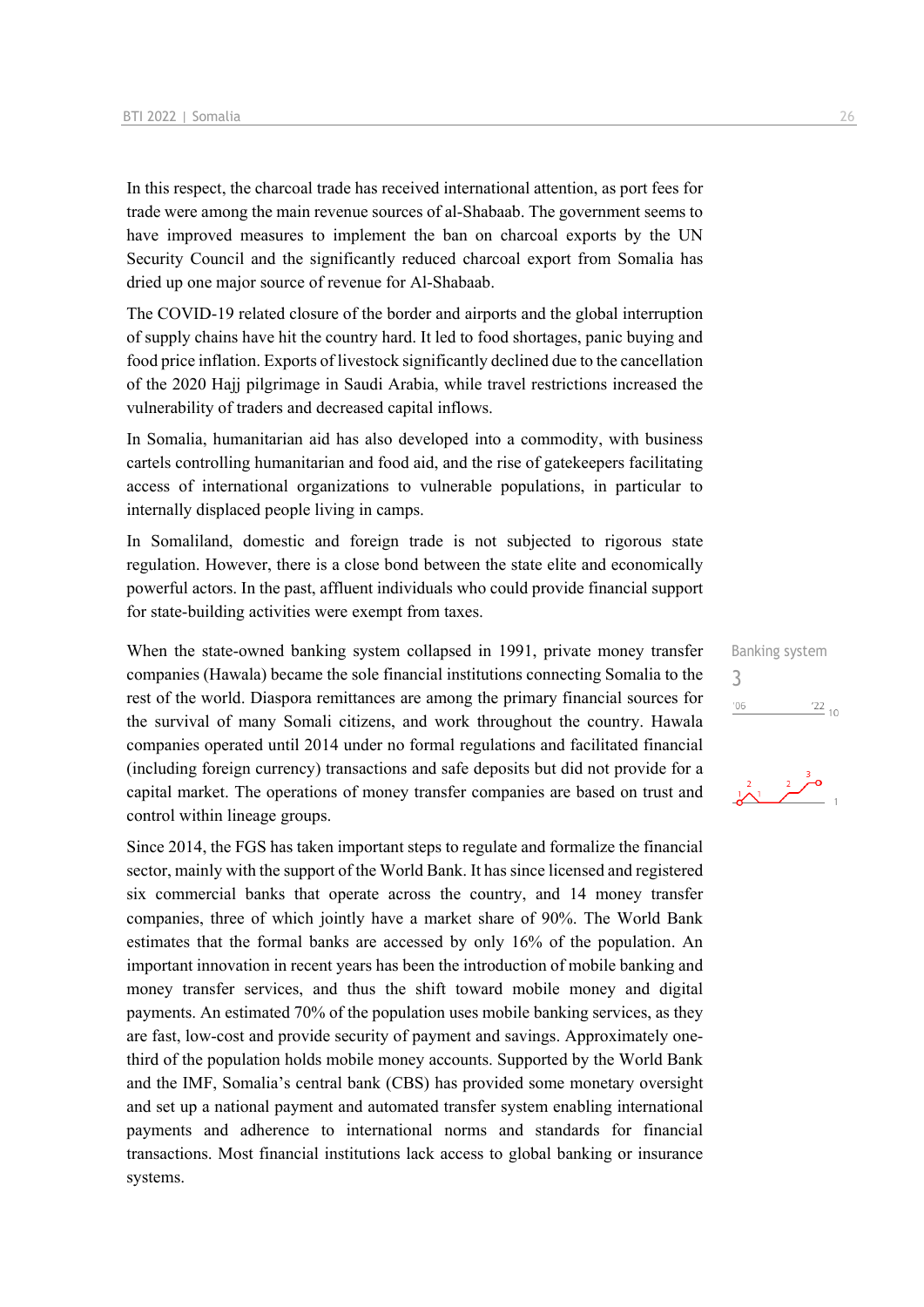In this respect, the charcoal trade has received international attention, as port fees for trade were among the main revenue sources of al-Shabaab. The government seems to have improved measures to implement the ban on charcoal exports by the UN Security Council and the significantly reduced charcoal export from Somalia has dried up one major source of revenue for Al-Shabaab.

The COVID-19 related closure of the border and airports and the global interruption of supply chains have hit the country hard. It led to food shortages, panic buying and food price inflation. Exports of livestock significantly declined due to the cancellation of the 2020 Hajj pilgrimage in Saudi Arabia, while travel restrictions increased the vulnerability of traders and decreased capital inflows.

In Somalia, humanitarian aid has also developed into a commodity, with business cartels controlling humanitarian and food aid, and the rise of gatekeepers facilitating access of international organizations to vulnerable populations, in particular to internally displaced people living in camps.

In Somaliland, domestic and foreign trade is not subjected to rigorous state regulation. However, there is a close bond between the state elite and economically powerful actors. In the past, affluent individuals who could provide financial support for state-building activities were exempt from taxes.

Banking system

3

When the state-owned banking system collapsed in 1991, private money transfer companies (Hawala) became the sole financial institutions connecting Somalia to the rest of the world. Diaspora remittances are among the primary financial sources for the survival of many Somali citizens, and work throughout the country. Hawala companies operated until 2014 under no formal regulations and facilitated financial (including foreign currency) transactions and safe deposits but did not provide for a capital market. The operations of money transfer companies are based on trust and control within lineage groups.

Since 2014, the FGS has taken important steps to regulate and formalize the financial sector, mainly with the support of the World Bank. It has since licensed and registered six commercial banks that operate across the country, and 14 money transfer companies, three of which jointly have a market share of 90%. The World Bank estimates that the formal banks are accessed by only 16% of the population. An important innovation in recent years has been the introduction of mobile banking and money transfer services, and thus the shift toward mobile money and digital payments. An estimated 70% of the population uses mobile banking services, as they are fast, low-cost and provide security of payment and savings. Approximately one-third of the population holds mobile money accounts. Supported by the World Bank and the IMF, Somalia's central bank (CBS) has provided some monetary oversight and set up a national payment and automated transfer system enabling international payments and adherence to international norms and standards for financial transactions. Most financial institutions lack access to global banking or insurance systems.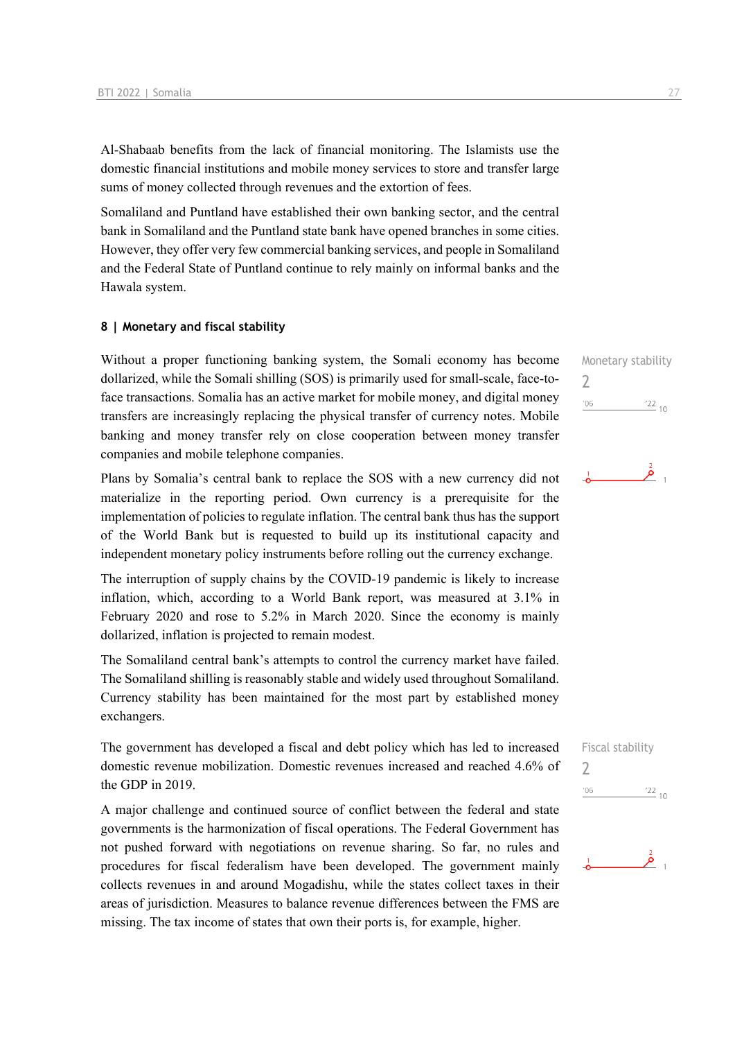Al-Shabaab benefits from the lack of financial monitoring. The Islamists use the domestic financial institutions and mobile money services to store and transfer large sums of money collected through revenues and the extortion of fees.

Somaliland and Puntland have established their own banking sector, and the central bank in Somaliland and the Puntland state bank have opened branches in some cities. However, they offer very few commercial banking services, and people in Somaliland and the Federal State of Puntland continue to rely mainly on informal banks and the Hawala system.

## 8 | Monetary and fiscal stability

Monetary stability
2

Without a proper functioning banking system, the Somali economy has become dollarized, while the Somali shilling (SOS) is primarily used for small-scale, face-to-face transactions. Somalia has an active market for mobile money, and digital money transfers are increasingly replacing the physical transfer of currency notes. Mobile banking and money transfer rely on close cooperation between money transfer companies and mobile telephone companies.

Plans by Somalia's central bank to replace the SOS with a new currency did not materialize in the reporting period. Own currency is a prerequisite for the implementation of policies to regulate inflation. The central bank thus has the support of the World Bank but is requested to build up its institutional capacity and independent monetary policy instruments before rolling out the currency exchange.

The interruption of supply chains by the COVID-19 pandemic is likely to increase inflation, which, according to a World Bank report, was measured at 3.1% in February 2020 and rose to 5.2% in March 2020. Since the economy is mainly dollarized, inflation is projected to remain modest.

The Somaliland central bank's attempts to control the currency market have failed. The Somaliland shilling is reasonably stable and widely used throughout Somaliland. Currency stability has been maintained for the most part by established money exchangers.

Fiscal stability
2

The government has developed a fiscal and debt policy which has led to increased domestic revenue mobilization. Domestic revenues increased and reached 4.6% of the GDP in 2019.

A major challenge and continued source of conflict between the federal and state governments is the harmonization of fiscal operations. The Federal Government has not pushed forward with negotiations on revenue sharing. So far, no rules and procedures for fiscal federalism have been developed. The government mainly collects revenues in and around Mogadishu, while the states collect taxes in their areas of jurisdiction. Measures to balance revenue differences between the FMS are missing. The tax income of states that own their ports is, for example, higher.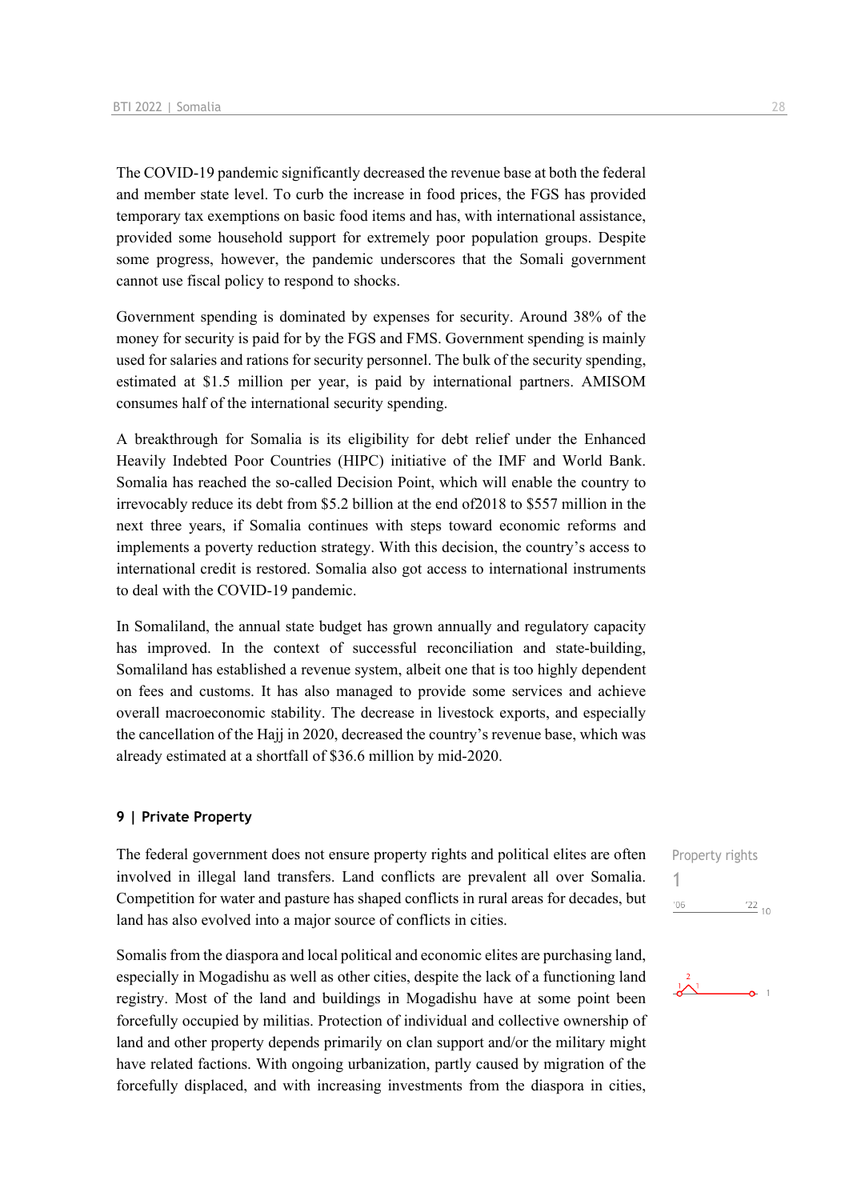The COVID-19 pandemic significantly decreased the revenue base at both the federal and member state level. To curb the increase in food prices, the FGS has provided temporary tax exemptions on basic food items and has, with international assistance, provided some household support for extremely poor population groups. Despite some progress, however, the pandemic underscores that the Somali government cannot use fiscal policy to respond to shocks.

Government spending is dominated by expenses for security. Around 38% of the money for security is paid for by the FGS and FMS. Government spending is mainly used for salaries and rations for security personnel. The bulk of the security spending, estimated at $1.5 million per year, is paid by international partners. AMISOM consumes half of the international security spending.

A breakthrough for Somalia is its eligibility for debt relief under the Enhanced Heavily Indebted Poor Countries (HIPC) initiative of the IMF and World Bank. Somalia has reached the so-called Decision Point, which will enable the country to irrevocably reduce its debt from $5.2 billion at the end of2018 to $557 million in the next three years, if Somalia continues with steps toward economic reforms and implements a poverty reduction strategy. With this decision, the country's access to international credit is restored. Somalia also got access to international instruments to deal with the COVID-19 pandemic.

In Somaliland, the annual state budget has grown annually and regulatory capacity has improved. In the context of successful reconciliation and state-building, Somaliland has established a revenue system, albeit one that is too highly dependent on fees and customs. It has also managed to provide some services and achieve overall macroeconomic stability. The decrease in livestock exports, and especially the cancellation of the Hajj in 2020, decreased the country's revenue base, which was already estimated at a shortfall of $36.6 million by mid-2020.

## 9 | Private Property

Property rights
1
'06 '22 10

The federal government does not ensure property rights and political elites are often involved in illegal land transfers. Land conflicts are prevalent all over Somalia. Competition for water and pasture has shaped conflicts in rural areas for decades, but land has also evolved into a major source of conflicts in cities.

Somalis from the diaspora and local political and economic elites are purchasing land, especially in Mogadishu as well as other cities, despite the lack of a functioning land registry. Most of the land and buildings in Mogadishu have at some point been forcefully occupied by militias. Protection of individual and collective ownership of land and other property depends primarily on clan support and/or the military might have related factions. With ongoing urbanization, partly caused by migration of the forcefully displaced, and with increasing investments from the diaspora in cities,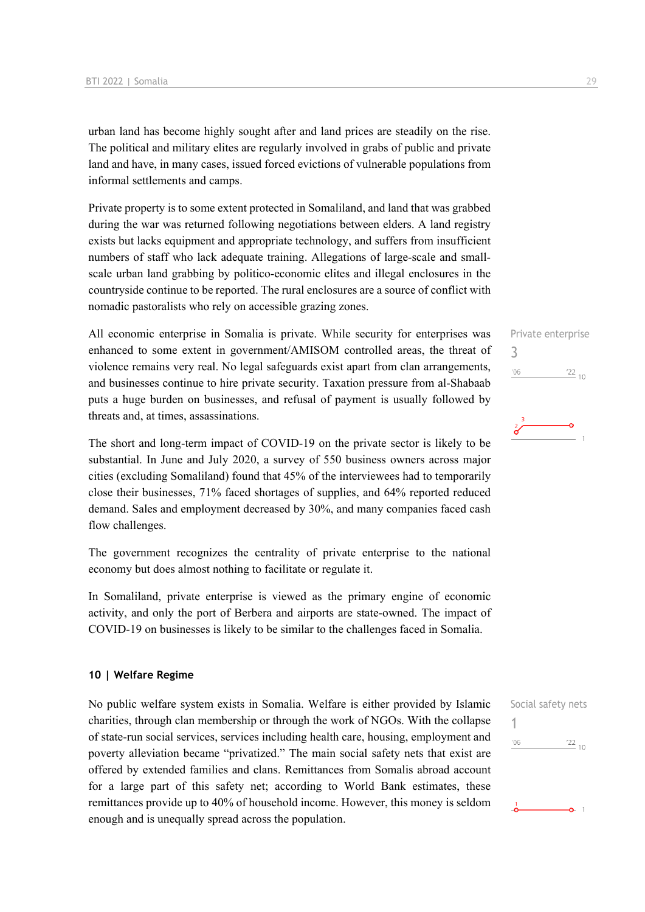urban land has become highly sought after and land prices are steadily on the rise. The political and military elites are regularly involved in grabs of public and private land and have, in many cases, issued forced evictions of vulnerable populations from informal settlements and camps.

Private property is to some extent protected in Somaliland, and land that was grabbed during the war was returned following negotiations between elders. A land registry exists but lacks equipment and appropriate technology, and suffers from insufficient numbers of staff who lack adequate training. Allegations of large-scale and small-scale urban land grabbing by politico-economic elites and illegal enclosures in the countryside continue to be reported. The rural enclosures are a source of conflict with nomadic pastoralists who rely on accessible grazing zones.

Private enterprise
3

All economic enterprise in Somalia is private. While security for enterprises was enhanced to some extent in government/AMISOM controlled areas, the threat of violence remains very real. No legal safeguards exist apart from clan arrangements, and businesses continue to hire private security. Taxation pressure from al-Shabaab puts a huge burden on businesses, and refusal of payment is usually followed by threats and, at times, assassinations.

The short and long-term impact of COVID-19 on the private sector is likely to be substantial. In June and July 2020, a survey of 550 business owners across major cities (excluding Somaliland) found that 45% of the interviewees had to temporarily close their businesses, 71% faced shortages of supplies, and 64% reported reduced demand. Sales and employment decreased by 30%, and many companies faced cash flow challenges.

The government recognizes the centrality of private enterprise to the national economy but does almost nothing to facilitate or regulate it.

In Somaliland, private enterprise is viewed as the primary engine of economic activity, and only the port of Berbera and airports are state-owned. The impact of COVID-19 on businesses is likely to be similar to the challenges faced in Somalia.

## 10 | Welfare Regime

Social safety nets
1

No public welfare system exists in Somalia. Welfare is either provided by Islamic charities, through clan membership or through the work of NGOs. With the collapse of state-run social services, services including health care, housing, employment and poverty alleviation became "privatized." The main social safety nets that exist are offered by extended families and clans. Remittances from Somalis abroad account for a large part of this safety net; according to World Bank estimates, these remittances provide up to 40% of household income. However, this money is seldom enough and is unequally spread across the population.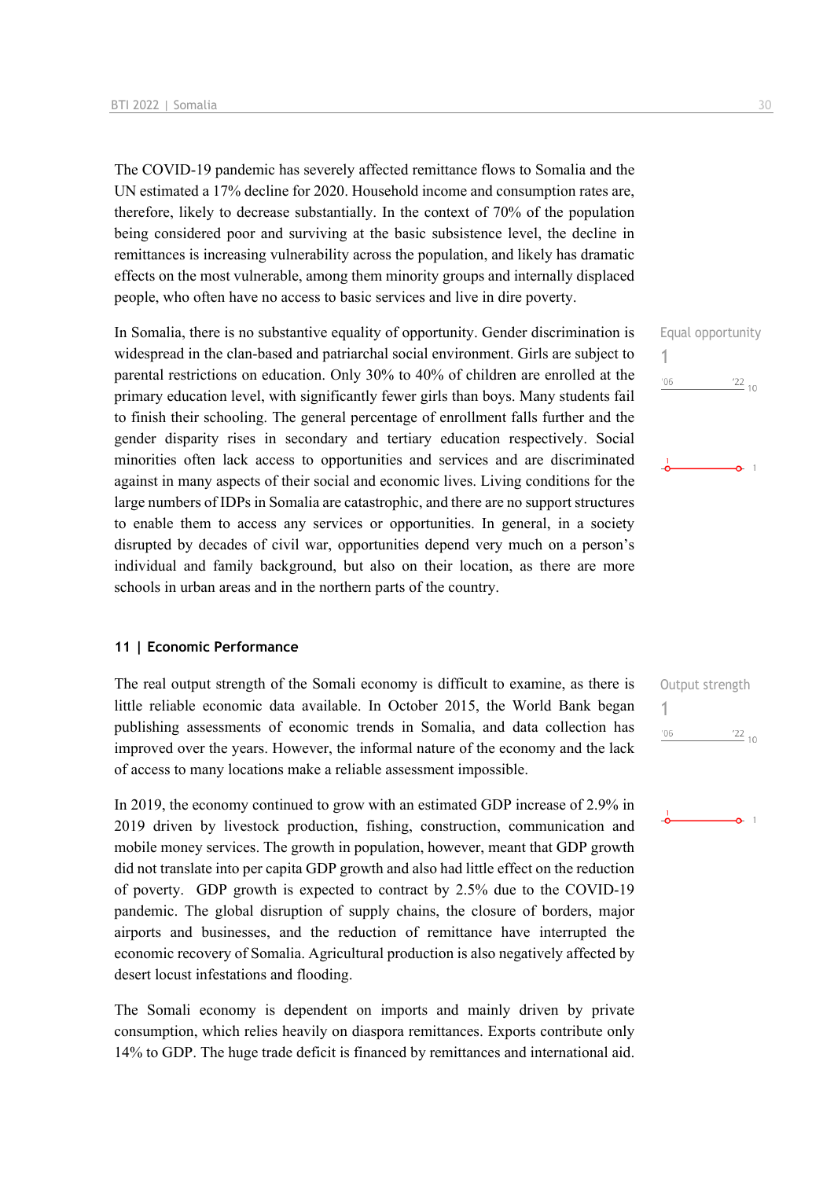The COVID-19 pandemic has severely affected remittance flows to Somalia and the UN estimated a 17% decline for 2020. Household income and consumption rates are, therefore, likely to decrease substantially. In the context of 70% of the population being considered poor and surviving at the basic subsistence level, the decline in remittances is increasing vulnerability across the population, and likely has dramatic effects on the most vulnerable, among them minority groups and internally displaced people, who often have no access to basic services and live in dire poverty.

In Somalia, there is no substantive equality of opportunity. Gender discrimination is widespread in the clan-based and patriarchal social environment. Girls are subject to parental restrictions on education. Only 30% to 40% of children are enrolled at the primary education level, with significantly fewer girls than boys. Many students fail to finish their schooling. The general percentage of enrollment falls further and the gender disparity rises in secondary and tertiary education respectively. Social minorities often lack access to opportunities and services and are discriminated against in many aspects of their social and economic lives. Living conditions for the large numbers of IDPs in Somalia are catastrophic, and there are no support structures to enable them to access any services or opportunities. In general, in a society disrupted by decades of civil war, opportunities depend very much on a person's individual and family background, but also on their location, as there are more schools in urban areas and in the northern parts of the country.

Equal opportunity
1

### 11 | Economic Performance

The real output strength of the Somali economy is difficult to examine, as there is little reliable economic data available. In October 2015, the World Bank began publishing assessments of economic trends in Somalia, and data collection has improved over the years. However, the informal nature of the economy and the lack of access to many locations make a reliable assessment impossible.

Output strength
1

In 2019, the economy continued to grow with an estimated GDP increase of 2.9% in 2019 driven by livestock production, fishing, construction, communication and mobile money services. The growth in population, however, meant that GDP growth did not translate into per capita GDP growth and also had little effect on the reduction of poverty. GDP growth is expected to contract by 2.5% due to the COVID-19 pandemic. The global disruption of supply chains, the closure of borders, major airports and businesses, and the reduction of remittance have interrupted the economic recovery of Somalia. Agricultural production is also negatively affected by desert locust infestations and flooding.

The Somali economy is dependent on imports and mainly driven by private consumption, which relies heavily on diaspora remittances. Exports contribute only 14% to GDP. The huge trade deficit is financed by remittances and international aid.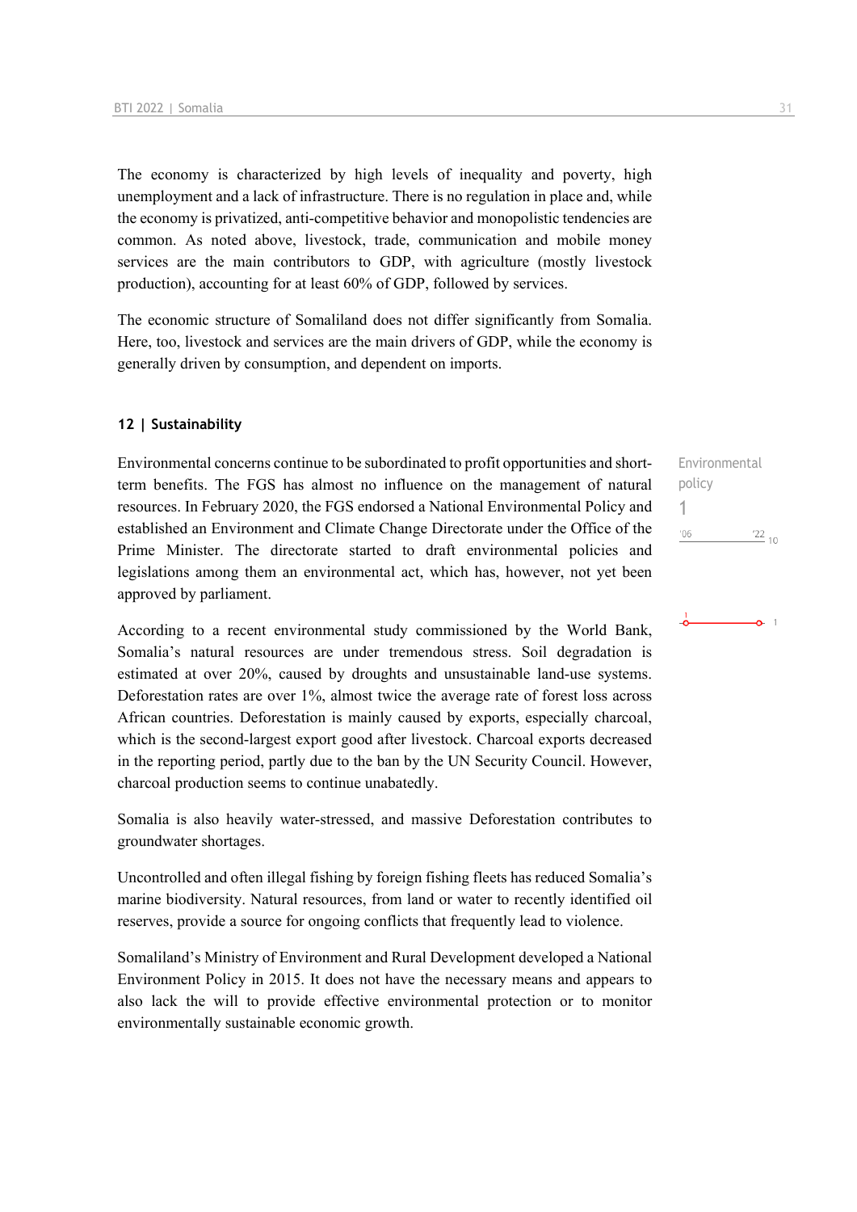The economy is characterized by high levels of inequality and poverty, high unemployment and a lack of infrastructure. There is no regulation in place and, while the economy is privatized, anti-competitive behavior and monopolistic tendencies are common. As noted above, livestock, trade, communication and mobile money services are the main contributors to GDP, with agriculture (mostly livestock production), accounting for at least 60% of GDP, followed by services.

The economic structure of Somaliland does not differ significantly from Somalia. Here, too, livestock and services are the main drivers of GDP, while the economy is generally driven by consumption, and dependent on imports.

#### 12 | Sustainability

Environmental policy
1

Environmental concerns continue to be subordinated to profit opportunities and short-term benefits. The FGS has almost no influence on the management of natural resources. In February 2020, the FGS endorsed a National Environmental Policy and established an Environment and Climate Change Directorate under the Office of the Prime Minister. The directorate started to draft environmental policies and legislations among them an environmental act, which has, however, not yet been approved by parliament.

According to a recent environmental study commissioned by the World Bank, Somalia's natural resources are under tremendous stress. Soil degradation is estimated at over 20%, caused by droughts and unsustainable land-use systems. Deforestation rates are over 1%, almost twice the average rate of forest loss across African countries. Deforestation is mainly caused by exports, especially charcoal, which is the second-largest export good after livestock. Charcoal exports decreased in the reporting period, partly due to the ban by the UN Security Council. However, charcoal production seems to continue unabatedly.

Somalia is also heavily water-stressed, and massive Deforestation contributes to groundwater shortages.

Uncontrolled and often illegal fishing by foreign fishing fleets has reduced Somalia's marine biodiversity. Natural resources, from land or water to recently identified oil reserves, provide a source for ongoing conflicts that frequently lead to violence.

Somaliland's Ministry of Environment and Rural Development developed a National Environment Policy in 2015. It does not have the necessary means and appears to also lack the will to provide effective environmental protection or to monitor environmentally sustainable economic growth.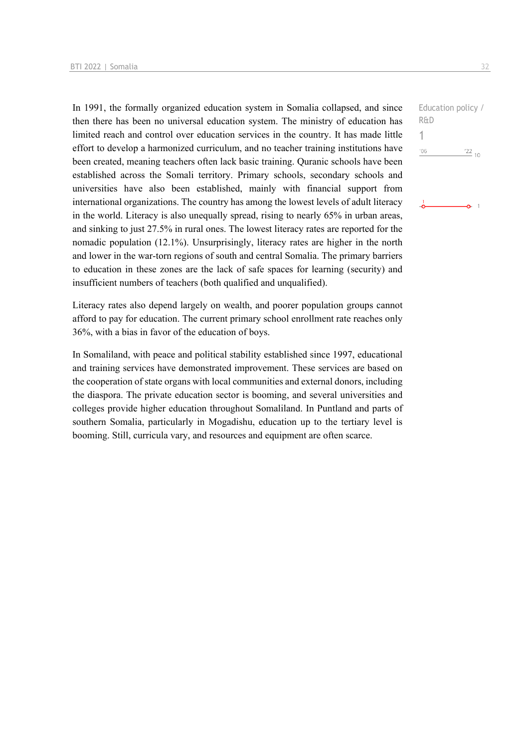In 1991, the formally organized education system in Somalia collapsed, and since then there has been no universal education system. The ministry of education has limited reach and control over education services in the country. It has made little effort to develop a harmonized curriculum, and no teacher training institutions have been created, meaning teachers often lack basic training. Quranic schools have been established across the Somali territory. Primary schools, secondary schools and universities have also been established, mainly with financial support from international organizations. The country has among the lowest levels of adult literacy in the world. Literacy is also unequally spread, rising to nearly 65% in urban areas, and sinking to just 27.5% in rural ones. The lowest literacy rates are reported for the nomadic population (12.1%). Unsurprisingly, literacy rates are higher in the north and lower in the war-torn regions of south and central Somalia. The primary barriers to education in these zones are the lack of safe spaces for learning (security) and insufficient numbers of teachers (both qualified and unqualified).

Education policy / R&D

1

'06 '22 10

Literacy rates also depend largely on wealth, and poorer population groups cannot afford to pay for education. The current primary school enrollment rate reaches only 36%, with a bias in favor of the education of boys.

In Somaliland, with peace and political stability established since 1997, educational and training services have demonstrated improvement. These services are based on the cooperation of state organs with local communities and external donors, including the diaspora. The private education sector is booming, and several universities and colleges provide higher education throughout Somaliland. In Puntland and parts of southern Somalia, particularly in Mogadishu, education up to the tertiary level is booming. Still, curricula vary, and resources and equipment are often scarce.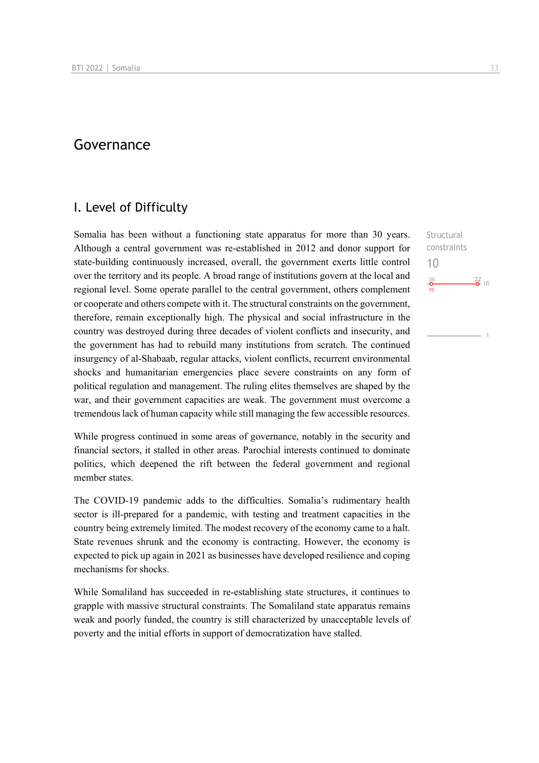# Governance

## I. Level of Difficulty

Somalia has been without a functioning state apparatus for more than 30 years. Although a central government was re-established in 2012 and donor support for state-building continuously increased, overall, the government exerts little control over the territory and its people. A broad range of institutions govern at the local and regional level. Some operate parallel to the central government, others complement or cooperate and others compete with it. The structural constraints on the government, therefore, remain exceptionally high. The physical and social infrastructure in the country was destroyed during three decades of violent conflicts and insecurity, and the government has had to rebuild many institutions from scratch. The continued insurgency of al-Shabaab, regular attacks, violent conflicts, recurrent environmental shocks and humanitarian emergencies place severe constraints on any form of political regulation and management. The ruling elites themselves are shaped by the war, and their government capacities are weak. The government must overcome a tremendous lack of human capacity while still managing the few accessible resources.

Structural constraints
10

While progress continued in some areas of governance, notably in the security and financial sectors, it stalled in other areas. Parochial interests continued to dominate politics, which deepened the rift between the federal government and regional member states.

The COVID-19 pandemic adds to the difficulties. Somalia's rudimentary health sector is ill-prepared for a pandemic, with testing and treatment capacities in the country being extremely limited. The modest recovery of the economy came to a halt. State revenues shrunk and the economy is contracting. However, the economy is expected to pick up again in 2021 as businesses have developed resilience and coping mechanisms for shocks.

While Somaliland has succeeded in re-establishing state structures, it continues to grapple with massive structural constraints. The Somaliland state apparatus remains weak and poorly funded, the country is still characterized by unacceptable levels of poverty and the initial efforts in support of democratization have stalled.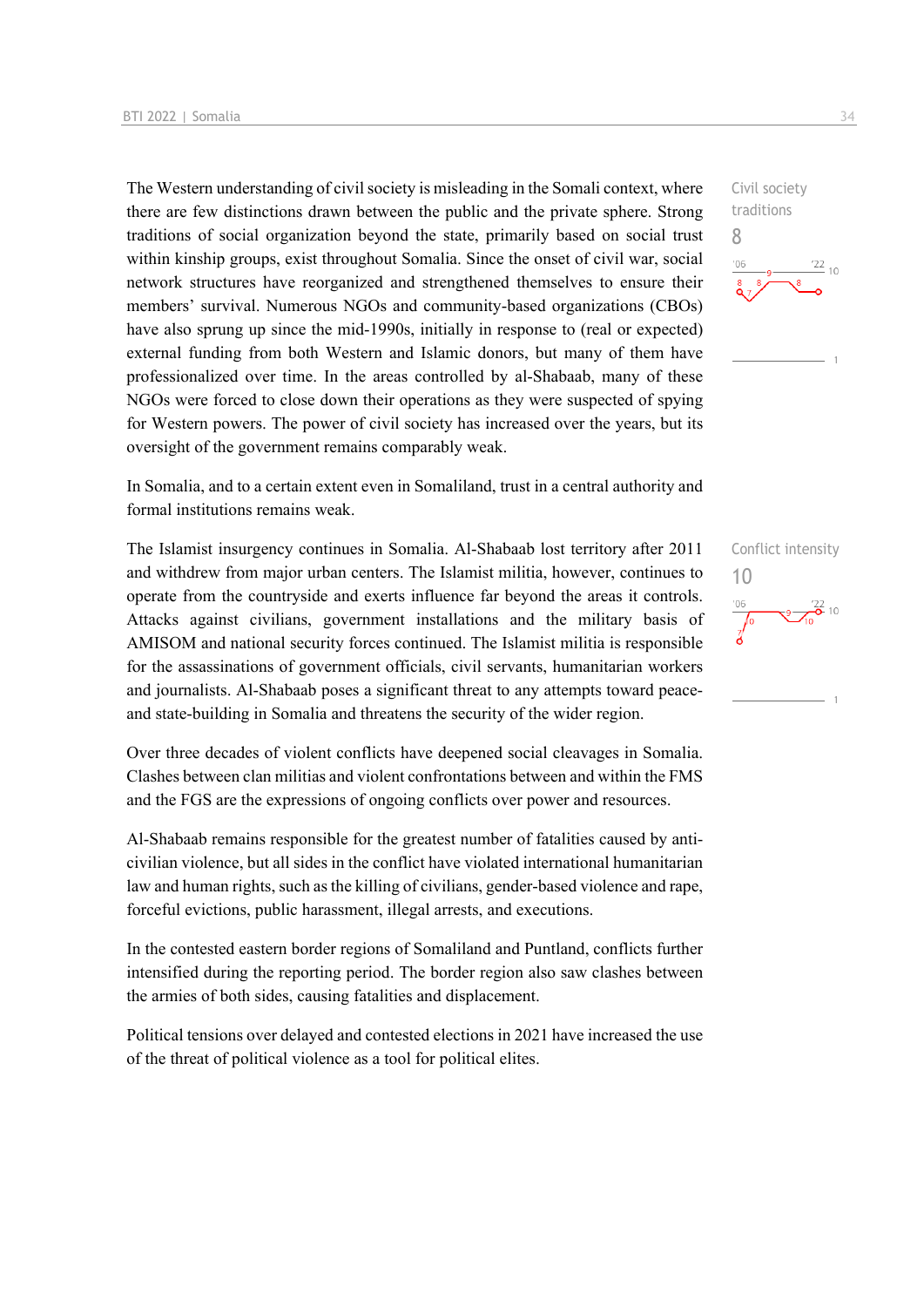The Western understanding of civil society is misleading in the Somali context, where there are few distinctions drawn between the public and the private sphere. Strong traditions of social organization beyond the state, primarily based on social trust within kinship groups, exist throughout Somalia. Since the onset of civil war, social network structures have reorganized and strengthened themselves to ensure their members' survival. Numerous NGOs and community-based organizations (CBOs) have also sprung up since the mid-1990s, initially in response to (real or expected) external funding from both Western and Islamic donors, but many of them have professionalized over time. In the areas controlled by al-Shabaab, many of these NGOs were forced to close down their operations as they were suspected of spying for Western powers. The power of civil society has increased over the years, but its oversight of the government remains comparably weak.

Civil society traditions
8

In Somalia, and to a certain extent even in Somaliland, trust in a central authority and formal institutions remains weak.

The Islamist insurgency continues in Somalia. Al-Shabaab lost territory after 2011 and withdrew from major urban centers. The Islamist militia, however, continues to operate from the countryside and exerts influence far beyond the areas it controls. Attacks against civilians, government installations and the military basis of AMISOM and national security forces continued. The Islamist militia is responsible for the assassinations of government officials, civil servants, humanitarian workers and journalists. Al-Shabaab poses a significant threat to any attempts toward peace- and state-building in Somalia and threatens the security of the wider region.

Conflict intensity
10

Over three decades of violent conflicts have deepened social cleavages in Somalia. Clashes between clan militias and violent confrontations between and within the FMS and the FGS are the expressions of ongoing conflicts over power and resources.

Al-Shabaab remains responsible for the greatest number of fatalities caused by anti-civilian violence, but all sides in the conflict have violated international humanitarian law and human rights, such as the killing of civilians, gender-based violence and rape, forceful evictions, public harassment, illegal arrests, and executions.

In the contested eastern border regions of Somaliland and Puntland, conflicts further intensified during the reporting period. The border region also saw clashes between the armies of both sides, causing fatalities and displacement.

Political tensions over delayed and contested elections in 2021 have increased the use of the threat of political violence as a tool for political elites.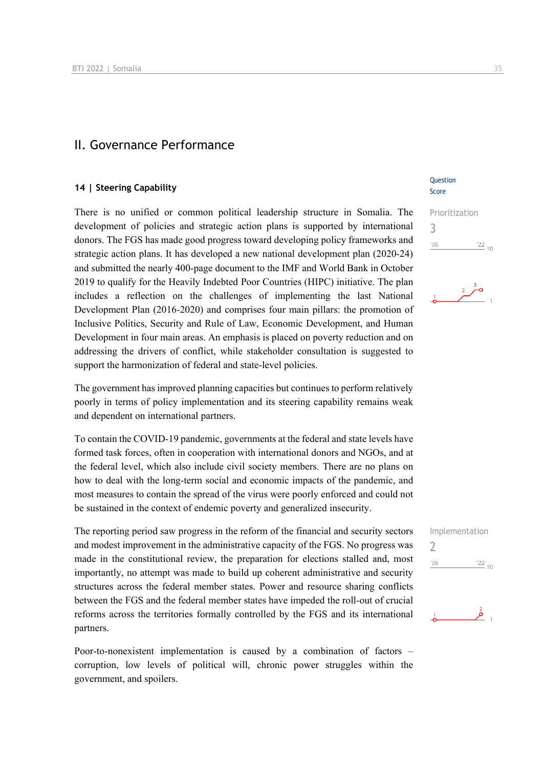## II. Governance Performance

### 14 | Steering Capability

Question Score

There is no unified or common political leadership structure in Somalia. The development of policies and strategic action plans is supported by international donors. The FGS has made good progress toward developing policy frameworks and strategic action plans. It has developed a new national development plan (2020-24) and submitted the nearly 400-page document to the IMF and World Bank in October 2019 to qualify for the Heavily Indebted Poor Countries (HIPC) initiative. The plan includes a reflection on the challenges of implementing the last National Development Plan (2016-2020) and comprises four main pillars: the promotion of Inclusive Politics, Security and Rule of Law, Economic Development, and Human Development in four main areas. An emphasis is placed on poverty reduction and on addressing the drivers of conflict, while stakeholder consultation is suggested to support the harmonization of federal and state-level policies.

Prioritization
3

The government has improved planning capacities but continues to perform relatively poorly in terms of policy implementation and its steering capability remains weak and dependent on international partners.

To contain the COVID-19 pandemic, governments at the federal and state levels have formed task forces, often in cooperation with international donors and NGOs, and at the federal level, which also include civil society members. There are no plans on how to deal with the long-term social and economic impacts of the pandemic, and most measures to contain the spread of the virus were poorly enforced and could not be sustained in the context of endemic poverty and generalized insecurity.

The reporting period saw progress in the reform of the financial and security sectors and modest improvement in the administrative capacity of the FGS. No progress was made in the constitutional review, the preparation for elections stalled and, most importantly, no attempt was made to build up coherent administrative and security structures across the federal member states. Power and resource sharing conflicts between the FGS and the federal member states have impeded the roll-out of crucial reforms across the territories formally controlled by the FGS and its international partners.

Implementation
2

Poor-to-nonexistent implementation is caused by a combination of factors – corruption, low levels of political will, chronic power struggles within the government, and spoilers.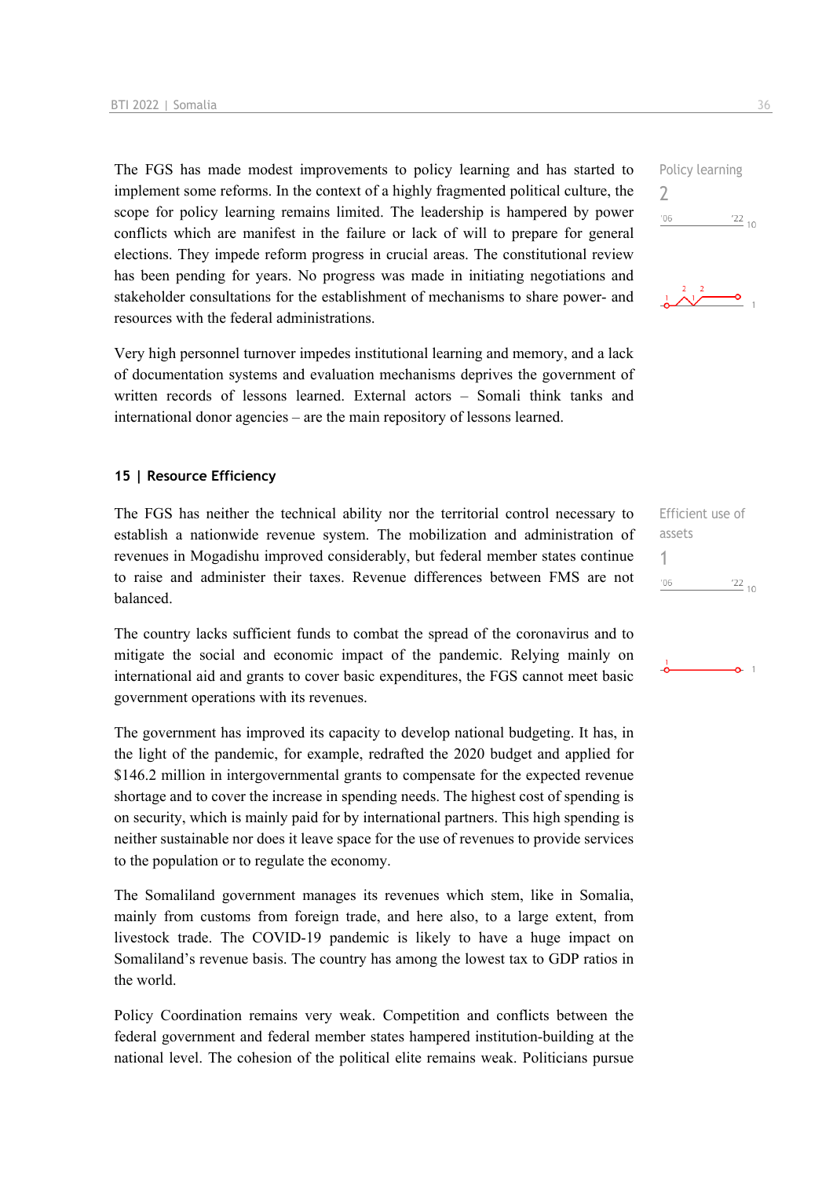The FGS has made modest improvements to policy learning and has started to implement some reforms. In the context of a highly fragmented political culture, the scope for policy learning remains limited. The leadership is hampered by power conflicts which are manifest in the failure or lack of will to prepare for general elections. They impede reform progress in crucial areas. The constitutional review has been pending for years. No progress was made in initiating negotiations and stakeholder consultations for the establishment of mechanisms to share power- and resources with the federal administrations.

Policy learning
2

Very high personnel turnover impedes institutional learning and memory, and a lack of documentation systems and evaluation mechanisms deprives the government of written records of lessons learned. External actors – Somali think tanks and international donor agencies – are the main repository of lessons learned.

### 15 | Resource Efficiency

The FGS has neither the technical ability nor the territorial control necessary to establish a nationwide revenue system. The mobilization and administration of revenues in Mogadishu improved considerably, but federal member states continue to raise and administer their taxes. Revenue differences between FMS are not balanced.

Efficient use of assets
1

The country lacks sufficient funds to combat the spread of the coronavirus and to mitigate the social and economic impact of the pandemic. Relying mainly on international aid and grants to cover basic expenditures, the FGS cannot meet basic government operations with its revenues.

The government has improved its capacity to develop national budgeting. It has, in the light of the pandemic, for example, redrafted the 2020 budget and applied for $146.2 million in intergovernmental grants to compensate for the expected revenue shortage and to cover the increase in spending needs. The highest cost of spending is on security, which is mainly paid for by international partners. This high spending is neither sustainable nor does it leave space for the use of revenues to provide services to the population or to regulate the economy.

The Somaliland government manages its revenues which stem, like in Somalia, mainly from customs from foreign trade, and here also, to a large extent, from livestock trade. The COVID-19 pandemic is likely to have a huge impact on Somaliland's revenue basis. The country has among the lowest tax to GDP ratios in the world.

Policy Coordination remains very weak. Competition and conflicts between the federal government and federal member states hampered institution-building at the national level. The cohesion of the political elite remains weak. Politicians pursue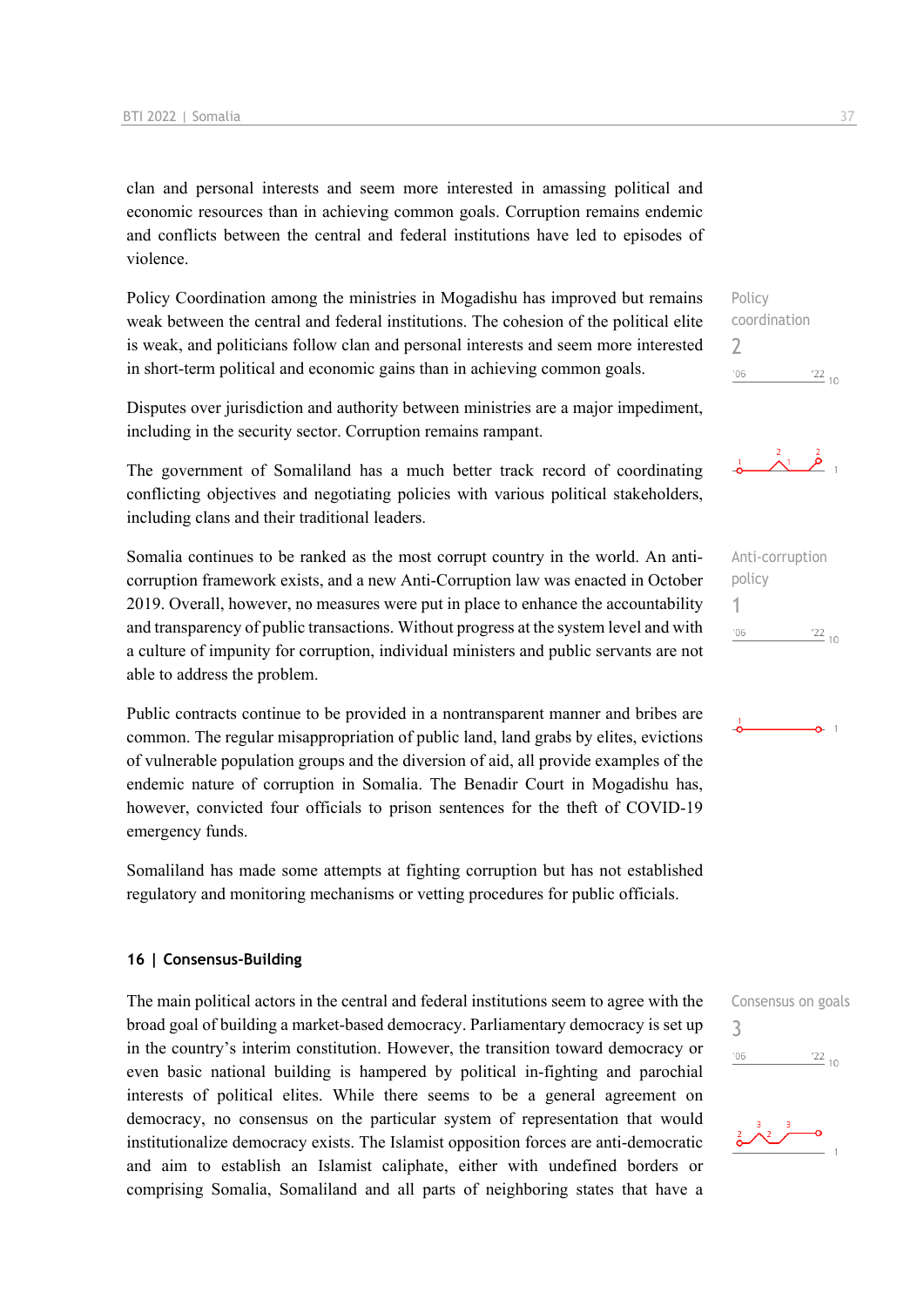clan and personal interests and seem more interested in amassing political and economic resources than in achieving common goals. Corruption remains endemic and conflicts between the central and federal institutions have led to episodes of violence.

Policy coordination
2

Policy Coordination among the ministries in Mogadishu has improved but remains weak between the central and federal institutions. The cohesion of the political elite is weak, and politicians follow clan and personal interests and seem more interested in short-term political and economic gains than in achieving common goals.

Disputes over jurisdiction and authority between ministries are a major impediment, including in the security sector. Corruption remains rampant.

The government of Somaliland has a much better track record of coordinating conflicting objectives and negotiating policies with various political stakeholders, including clans and their traditional leaders.

Anti-corruption policy
1

Somalia continues to be ranked as the most corrupt country in the world. An anti-corruption framework exists, and a new Anti-Corruption law was enacted in October 2019. Overall, however, no measures were put in place to enhance the accountability and transparency of public transactions. Without progress at the system level and with a culture of impunity for corruption, individual ministers and public servants are not able to address the problem.

Public contracts continue to be provided in a nontransparent manner and bribes are common. The regular misappropriation of public land, land grabs by elites, evictions of vulnerable population groups and the diversion of aid, all provide examples of the endemic nature of corruption in Somalia. The Benadir Court in Mogadishu has, however, convicted four officials to prison sentences for the theft of COVID-19 emergency funds.

Somaliland has made some attempts at fighting corruption but has not established regulatory and monitoring mechanisms or vetting procedures for public officials.

## 16 | Consensus-Building

Consensus on goals
3

The main political actors in the central and federal institutions seem to agree with the broad goal of building a market-based democracy. Parliamentary democracy is set up in the country's interim constitution. However, the transition toward democracy or even basic national building is hampered by political in-fighting and parochial interests of political elites. While there seems to be a general agreement on democracy, no consensus on the particular system of representation that would institutionalize democracy exists. The Islamist opposition forces are anti-democratic and aim to establish an Islamist caliphate, either with undefined borders or comprising Somalia, Somaliland and all parts of neighboring states that have a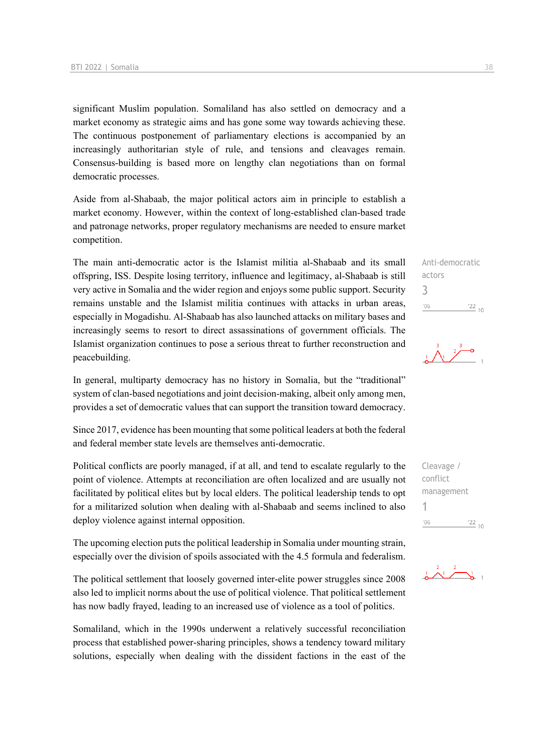significant Muslim population. Somaliland has also settled on democracy and a market economy as strategic aims and has gone some way towards achieving these. The continuous postponement of parliamentary elections is accompanied by an increasingly authoritarian style of rule, and tensions and cleavages remain. Consensus-building is based more on lengthy clan negotiations than on formal democratic processes.

Aside from al-Shabaab, the major political actors aim in principle to establish a market economy. However, within the context of long-established clan-based trade and patronage networks, proper regulatory mechanisms are needed to ensure market competition.

Anti-democratic actors
3

The main anti-democratic actor is the Islamist militia al-Shabaab and its small offspring, ISS. Despite losing territory, influence and legitimacy, al-Shabaab is still very active in Somalia and the wider region and enjoys some public support. Security remains unstable and the Islamist militia continues with attacks in urban areas, especially in Mogadishu. Al-Shabaab has also launched attacks on military bases and increasingly seems to resort to direct assassinations of government officials. The Islamist organization continues to pose a serious threat to further reconstruction and peacebuilding.

In general, multiparty democracy has no history in Somalia, but the “traditional” system of clan-based negotiations and joint decision-making, albeit only among men, provides a set of democratic values that can support the transition toward democracy.

Since 2017, evidence has been mounting that some political leaders at both the federal and federal member state levels are themselves anti-democratic.

Cleavage / conflict management
1

Political conflicts are poorly managed, if at all, and tend to escalate regularly to the point of violence. Attempts at reconciliation are often localized and are usually not facilitated by political elites but by local elders. The political leadership tends to opt for a militarized solution when dealing with al-Shabaab and seems inclined to also deploy violence against internal opposition.

The upcoming election puts the political leadership in Somalia under mounting strain, especially over the division of spoils associated with the 4.5 formula and federalism.

The political settlement that loosely governed inter-elite power struggles since 2008 also led to implicit norms about the use of political violence. That political settlement has now badly frayed, leading to an increased use of violence as a tool of politics.

Somaliland, which in the 1990s underwent a relatively successful reconciliation process that established power-sharing principles, shows a tendency toward military solutions, especially when dealing with the dissident factions in the east of the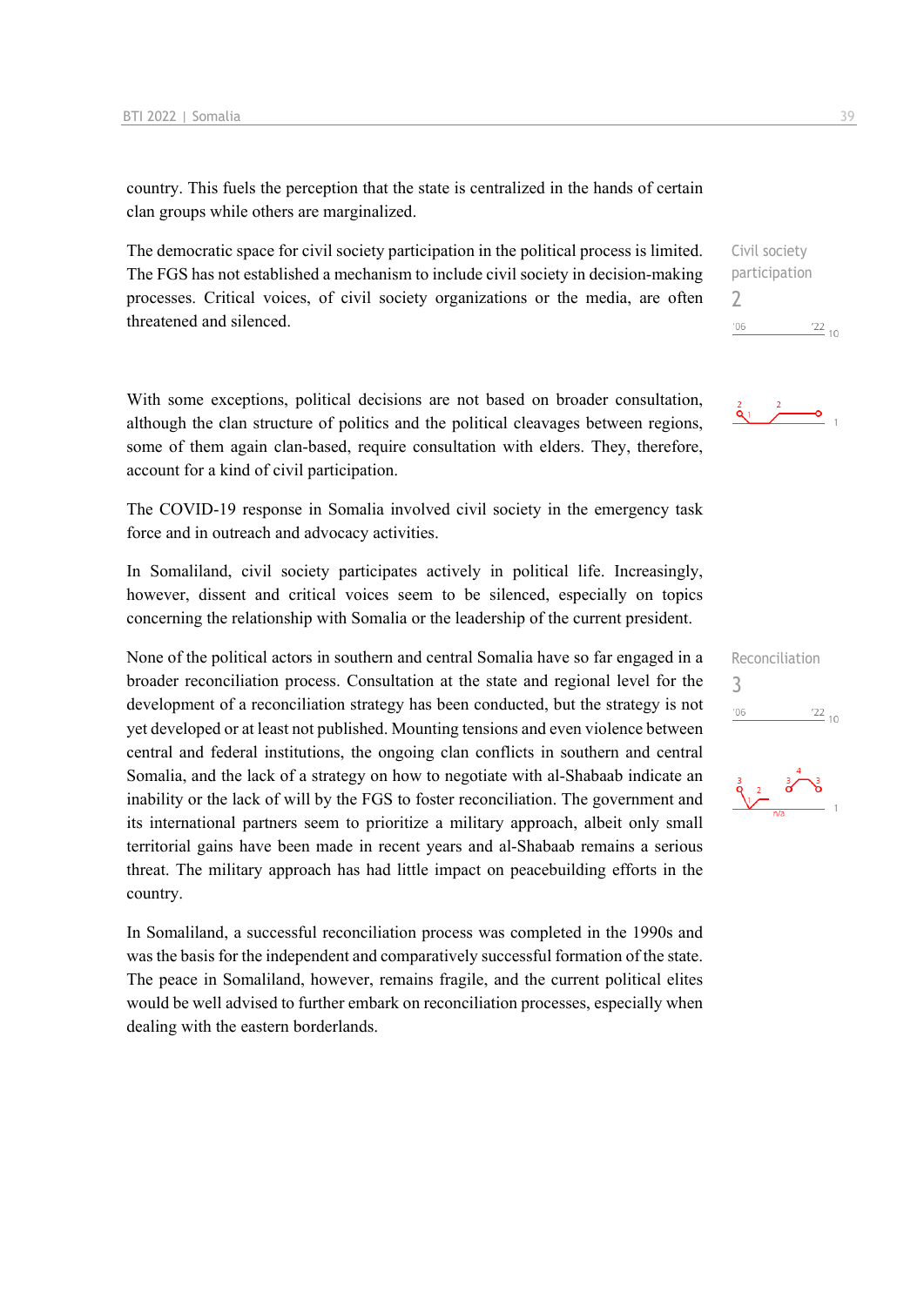country. This fuels the perception that the state is centralized in the hands of certain clan groups while others are marginalized.

Civil society participation
2

The democratic space for civil society participation in the political process is limited. The FGS has not established a mechanism to include civil society in decision-making processes. Critical voices, of civil society organizations or the media, are often threatened and silenced.

With some exceptions, political decisions are not based on broader consultation, although the clan structure of politics and the political cleavages between regions, some of them again clan-based, require consultation with elders. They, therefore, account for a kind of civil participation.

The COVID-19 response in Somalia involved civil society in the emergency task force and in outreach and advocacy activities.

In Somaliland, civil society participates actively in political life. Increasingly, however, dissent and critical voices seem to be silenced, especially on topics concerning the relationship with Somalia or the leadership of the current president.

Reconciliation
3

None of the political actors in southern and central Somalia have so far engaged in a broader reconciliation process. Consultation at the state and regional level for the development of a reconciliation strategy has been conducted, but the strategy is not yet developed or at least not published. Mounting tensions and even violence between central and federal institutions, the ongoing clan conflicts in southern and central Somalia, and the lack of a strategy on how to negotiate with al-Shabaab indicate an inability or the lack of will by the FGS to foster reconciliation. The government and its international partners seem to prioritize a military approach, albeit only small territorial gains have been made in recent years and al-Shabaab remains a serious threat. The military approach has had little impact on peacebuilding efforts in the country.

In Somaliland, a successful reconciliation process was completed in the 1990s and was the basis for the independent and comparatively successful formation of the state. The peace in Somaliland, however, remains fragile, and the current political elites would be well advised to further embark on reconciliation processes, especially when dealing with the eastern borderlands.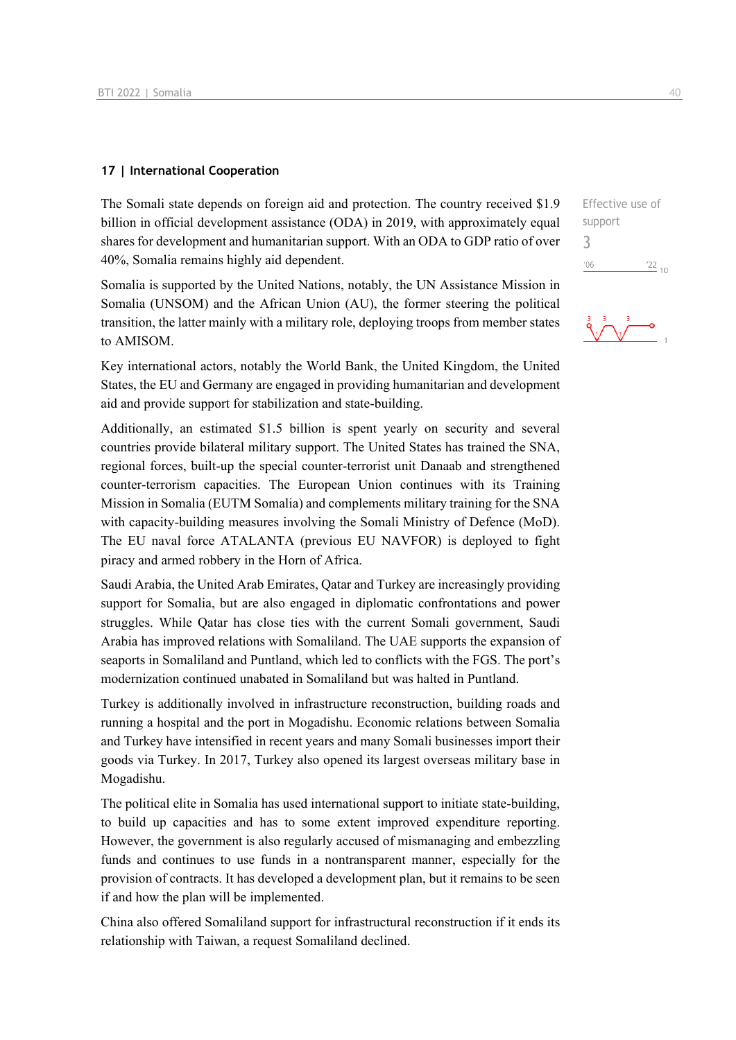## 17 | International Cooperation

Effective use of support

3

The Somali state depends on foreign aid and protection. The country received $1.9 billion in official development assistance (ODA) in 2019, with approximately equal shares for development and humanitarian support. With an ODA to GDP ratio of over 40%, Somalia remains highly aid dependent.

Somalia is supported by the United Nations, notably, the UN Assistance Mission in Somalia (UNSOM) and the African Union (AU), the former steering the political transition, the latter mainly with a military role, deploying troops from member states to AMISOM.

Key international actors, notably the World Bank, the United Kingdom, the United States, the EU and Germany are engaged in providing humanitarian and development aid and provide support for stabilization and state-building.

Additionally, an estimated $1.5 billion is spent yearly on security and several countries provide bilateral military support. The United States has trained the SNA, regional forces, built-up the special counter-terrorist unit Danaab and strengthened counter-terrorism capacities. The European Union continues with its Training Mission in Somalia (EUTM Somalia) and complements military training for the SNA with capacity-building measures involving the Somali Ministry of Defence (MoD). The EU naval force ATALANTA (previous EU NAVFOR) is deployed to fight piracy and armed robbery in the Horn of Africa.

Saudi Arabia, the United Arab Emirates, Qatar and Turkey are increasingly providing support for Somalia, but are also engaged in diplomatic confrontations and power struggles. While Qatar has close ties with the current Somali government, Saudi Arabia has improved relations with Somaliland. The UAE supports the expansion of seaports in Somaliland and Puntland, which led to conflicts with the FGS. The port's modernization continued unabated in Somaliland but was halted in Puntland.

Turkey is additionally involved in infrastructure reconstruction, building roads and running a hospital and the port in Mogadishu. Economic relations between Somalia and Turkey have intensified in recent years and many Somali businesses import their goods via Turkey. In 2017, Turkey also opened its largest overseas military base in Mogadishu.

The political elite in Somalia has used international support to initiate state-building, to build up capacities and has to some extent improved expenditure reporting. However, the government is also regularly accused of mismanaging and embezzling funds and continues to use funds in a nontransparent manner, especially for the provision of contracts. It has developed a development plan, but it remains to be seen if and how the plan will be implemented.

China also offered Somaliland support for infrastructural reconstruction if it ends its relationship with Taiwan, a request Somaliland declined.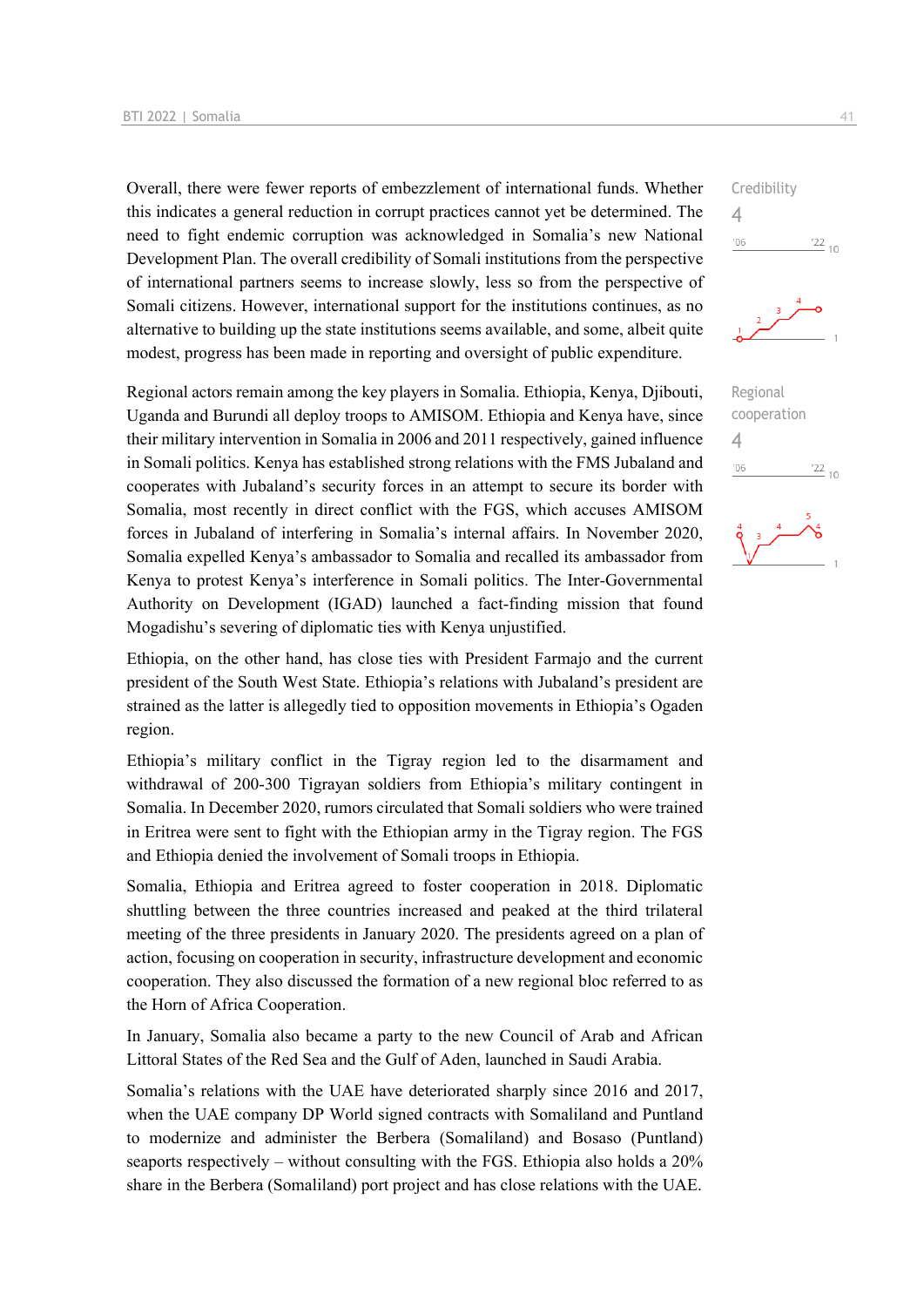Overall, there were fewer reports of embezzlement of international funds. Whether this indicates a general reduction in corrupt practices cannot yet be determined. The need to fight endemic corruption was acknowledged in Somalia's new National Development Plan. The overall credibility of Somali institutions from the perspective of international partners seems to increase slowly, less so from the perspective of Somali citizens. However, international support for the institutions continues, as no alternative to building up the state institutions seems available, and some, albeit quite modest, progress has been made in reporting and oversight of public expenditure.

Credibility
4

Regional actors remain among the key players in Somalia. Ethiopia, Kenya, Djibouti, Uganda and Burundi all deploy troops to AMISOM. Ethiopia and Kenya have, since their military intervention in Somalia in 2006 and 2011 respectively, gained influence in Somali politics. Kenya has established strong relations with the FMS Jubaland and cooperates with Jubaland's security forces in an attempt to secure its border with Somalia, most recently in direct conflict with the FGS, which accuses AMISOM forces in Jubaland of interfering in Somalia's internal affairs. In November 2020, Somalia expelled Kenya's ambassador to Somalia and recalled its ambassador from Kenya to protest Kenya's interference in Somali politics. The Inter-Governmental Authority on Development (IGAD) launched a fact-finding mission that found Mogadishu's severing of diplomatic ties with Kenya unjustified.

Regional cooperation
4

Ethiopia, on the other hand, has close ties with President Farmajo and the current president of the South West State. Ethiopia's relations with Jubaland's president are strained as the latter is allegedly tied to opposition movements in Ethiopia's Ogaden region.

Ethiopia's military conflict in the Tigray region led to the disarmament and withdrawal of 200-300 Tigrayan soldiers from Ethiopia's military contingent in Somalia. In December 2020, rumors circulated that Somali soldiers who were trained in Eritrea were sent to fight with the Ethiopian army in the Tigray region. The FGS and Ethiopia denied the involvement of Somali troops in Ethiopia.

Somalia, Ethiopia and Eritrea agreed to foster cooperation in 2018. Diplomatic shuttling between the three countries increased and peaked at the third trilateral meeting of the three presidents in January 2020. The presidents agreed on a plan of action, focusing on cooperation in security, infrastructure development and economic cooperation. They also discussed the formation of a new regional bloc referred to as the Horn of Africa Cooperation.

In January, Somalia also became a party to the new Council of Arab and African Littoral States of the Red Sea and the Gulf of Aden, launched in Saudi Arabia.

Somalia's relations with the UAE have deteriorated sharply since 2016 and 2017, when the UAE company DP World signed contracts with Somaliland and Puntland to modernize and administer the Berbera (Somaliland) and Bosaso (Puntland) seaports respectively – without consulting with the FGS. Ethiopia also holds a 20% share in the Berbera (Somaliland) port project and has close relations with the UAE.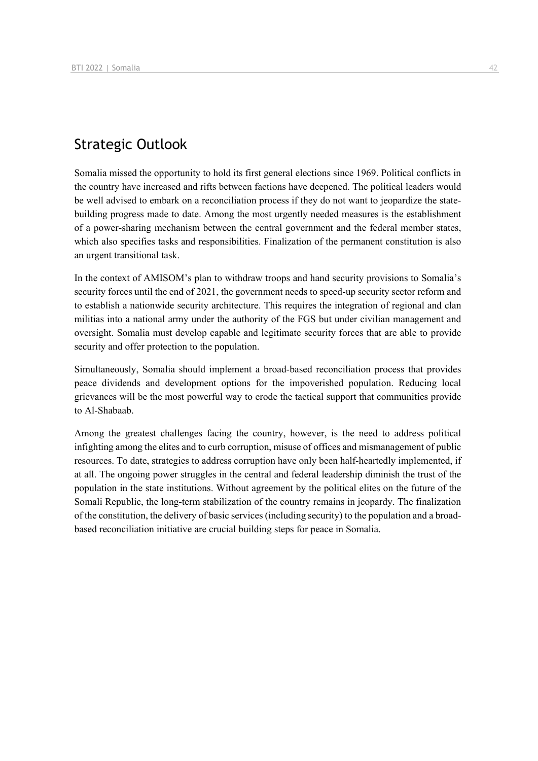## Strategic Outlook

Somalia missed the opportunity to hold its first general elections since 1969. Political conflicts in the country have increased and rifts between factions have deepened. The political leaders would be well advised to embark on a reconciliation process if they do not want to jeopardize the state-building progress made to date. Among the most urgently needed measures is the establishment of a power-sharing mechanism between the central government and the federal member states, which also specifies tasks and responsibilities. Finalization of the permanent constitution is also an urgent transitional task.

In the context of AMISOM's plan to withdraw troops and hand security provisions to Somalia's security forces until the end of 2021, the government needs to speed-up security sector reform and to establish a nationwide security architecture. This requires the integration of regional and clan militias into a national army under the authority of the FGS but under civilian management and oversight. Somalia must develop capable and legitimate security forces that are able to provide security and offer protection to the population.

Simultaneously, Somalia should implement a broad-based reconciliation process that provides peace dividends and development options for the impoverished population. Reducing local grievances will be the most powerful way to erode the tactical support that communities provide to Al-Shabaab.

Among the greatest challenges facing the country, however, is the need to address political infighting among the elites and to curb corruption, misuse of offices and mismanagement of public resources. To date, strategies to address corruption have only been half-heartedly implemented, if at all. The ongoing power struggles in the central and federal leadership diminish the trust of the population in the state institutions. Without agreement by the political elites on the future of the Somali Republic, the long-term stabilization of the country remains in jeopardy. The finalization of the constitution, the delivery of basic services (including security) to the population and a broad-based reconciliation initiative are crucial building steps for peace in Somalia.